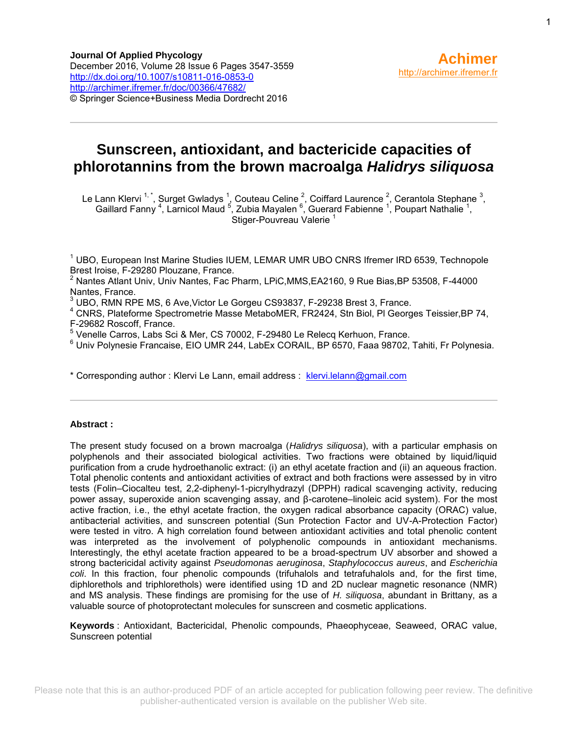Journal Of Applied Phycology
December 2016, Volume 28 Issue 6 Pages 3547-3559
http://dx.doi.org/10.1007/s10811-016-0853-0
http://archimer.ifremer.fr/doc/00366/47682/
© Springer Science+Business Media Dordrecht 2016

**Achimer**
http://archimer.ifremer.fr

# Sunscreen, antioxidant, and bactericide capacities of phlorotannins from the brown macroalga *Halidrys siliquosa*

Le Lann Klervi [1,*], Surget Gwladys [1], Couteau Celine [2], Coiffard Laurence [2], Cerantola Stephane [3], Gaillard Fanny [4], Larnicol Maud [5], Zubia Mayalen [6], Guerard Fabienne [1], Poupart Nathalie [1], Stiger-Pouvreau Valerie [1]

[1] UBO, European Inst Marine Studies IUEM, LEMAR UMR UBO CNRS Ifremer IRD 6539, Technopole Brest Iroise, F-29280 Plouzane, France.
[2] Nantes Atlant Univ, Univ Nantes, Fac Pharm, LPiC,MMS,EA2160, 9 Rue Bias,BP 53508, F-44000 Nantes, France.
[3] UBO, RMN RPE MS, 6 Ave,Victor Le Gorgeu CS93837, F-29238 Brest 3, France.
[4] CNRS, Plateforme Spectrometrie Masse MetaboMER, FR2424, Stn Biol, Pl Georges Teissier,BP 74, F-29682 Roscoff, France.
[5] Venelle Carros, Labs Sci & Mer, CS 70002, F-29480 Le Relecq Kerhuon, France.
[6] Univ Polynesie Francaise, EIO UMR 244, LabEx CORAIL, BP 6570, Faaa 98702, Tahiti, Fr Polynesia.

\* Corresponding author : Klervi Le Lann, email address : klervi.lelann@gmail.com

**Abstract :**

The present study focused on a brown macroalga (*Halidrys siliquosa*), with a particular emphasis on polyphenols and their associated biological activities. Two fractions were obtained by liquid/liquid purification from a crude hydroethanolic extract: (i) an ethyl acetate fraction and (ii) an aqueous fraction. Total phenolic contents and antioxidant activities of extract and both fractions were assessed by in vitro tests (Folin–Ciocalteu test, 2,2-diphenyl-1-picrylhydrazyl (DPPH) radical scavenging activity, reducing power assay, superoxide anion scavenging assay, and β-carotene–linoleic acid system). For the most active fraction, i.e., the ethyl acetate fraction, the oxygen radical absorbance capacity (ORAC) value, antibacterial activities, and sunscreen potential (Sun Protection Factor and UV-A-Protection Factor) were tested in vitro. A high correlation found between antioxidant activities and total phenolic content was interpreted as the involvement of polyphenolic compounds in antioxidant mechanisms. Interestingly, the ethyl acetate fraction appeared to be a broad-spectrum UV absorber and showed a strong bactericidal activity against *Pseudomonas aeruginosa*, *Staphylococcus aureus*, and *Escherichia coli*. In this fraction, four phenolic compounds (trifuhalols and tetrafuhalols and, for the first time, diphlorethols and triphlorethols) were identified using 1D and 2D nuclear magnetic resonance (NMR) and MS analysis. These findings are promising for the use of *H. siliquosa*, abundant in Brittany, as a valuable source of photoprotectant molecules for sunscreen and cosmetic applications.

**Keywords** : Antioxidant, Bactericidal, Phenolic compounds, Phaeophyceae, Seaweed, ORAC value, Sunscreen potential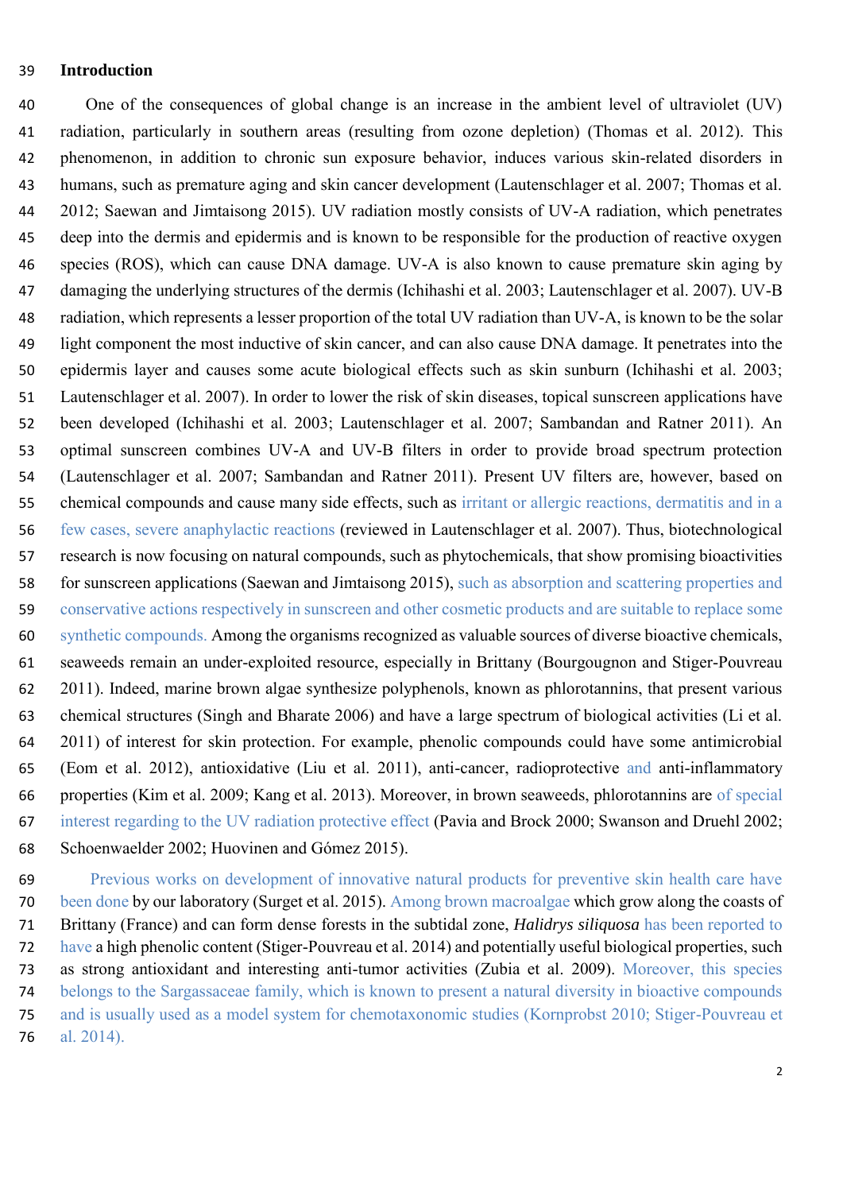## Introduction

One of the consequences of global change is an increase in the ambient level of ultraviolet (UV) radiation, particularly in southern areas (resulting from ozone depletion) (Thomas et al. 2012). This phenomenon, in addition to chronic sun exposure behavior, induces various skin-related disorders in humans, such as premature aging and skin cancer development (Lautenschlager et al. 2007; Thomas et al. 2012; Saewan and Jimtaisong 2015). UV radiation mostly consists of UV-A radiation, which penetrates deep into the dermis and epidermis and is known to be responsible for the production of reactive oxygen species (ROS), which can cause DNA damage. UV-A is also known to cause premature skin aging by damaging the underlying structures of the dermis (Ichihashi et al. 2003; Lautenschlager et al. 2007). UV-B radiation, which represents a lesser proportion of the total UV radiation than UV-A, is known to be the solar light component the most inductive of skin cancer, and can also cause DNA damage. It penetrates into the epidermis layer and causes some acute biological effects such as skin sunburn (Ichihashi et al. 2003; Lautenschlager et al. 2007). In order to lower the risk of skin diseases, topical sunscreen applications have been developed (Ichihashi et al. 2003; Lautenschlager et al. 2007; Sambandan and Ratner 2011). An optimal sunscreen combines UV-A and UV-B filters in order to provide broad spectrum protection (Lautenschlager et al. 2007; Sambandan and Ratner 2011). Present UV filters are, however, based on chemical compounds and cause many side effects, such as irritant or allergic reactions, dermatitis and in a few cases, severe anaphylactic reactions (reviewed in Lautenschlager et al. 2007). Thus, biotechnological research is now focusing on natural compounds, such as phytochemicals, that show promising bioactivities for sunscreen applications (Saewan and Jimtaisong 2015), such as absorption and scattering properties and conservative actions respectively in sunscreen and other cosmetic products and are suitable to replace some synthetic compounds. Among the organisms recognized as valuable sources of diverse bioactive chemicals, seaweeds remain an under-exploited resource, especially in Brittany (Bourgougnon and Stiger-Pouvreau 2011). Indeed, marine brown algae synthesize polyphenols, known as phlorotannins, that present various chemical structures (Singh and Bharate 2006) and have a large spectrum of biological activities (Li et al. 2011) of interest for skin protection. For example, phenolic compounds could have some antimicrobial (Eom et al. 2012), antioxidative (Liu et al. 2011), anti-cancer, radioprotective and anti-inflammatory properties (Kim et al. 2009; Kang et al. 2013). Moreover, in brown seaweeds, phlorotannins are of special interest regarding to the UV radiation protective effect (Pavia and Brock 2000; Swanson and Druehl 2002; Schoenwaelder 2002; Huovinen and Gómez 2015).

Previous works on development of innovative natural products for preventive skin health care have been done by our laboratory (Surget et al. 2015). Among brown macroalgae which grow along the coasts of Brittany (France) and can form dense forests in the subtidal zone, *Halidrys siliquosa* has been reported to have a high phenolic content (Stiger-Pouvreau et al. 2014) and potentially useful biological properties, such as strong antioxidant and interesting anti-tumor activities (Zubia et al. 2009). Moreover, this species belongs to the Sargassaceae family, which is known to present a natural diversity in bioactive compounds and is usually used as a model system for chemotaxonomic studies (Kornprobst 2010; Stiger-Pouvreau et al. 2014).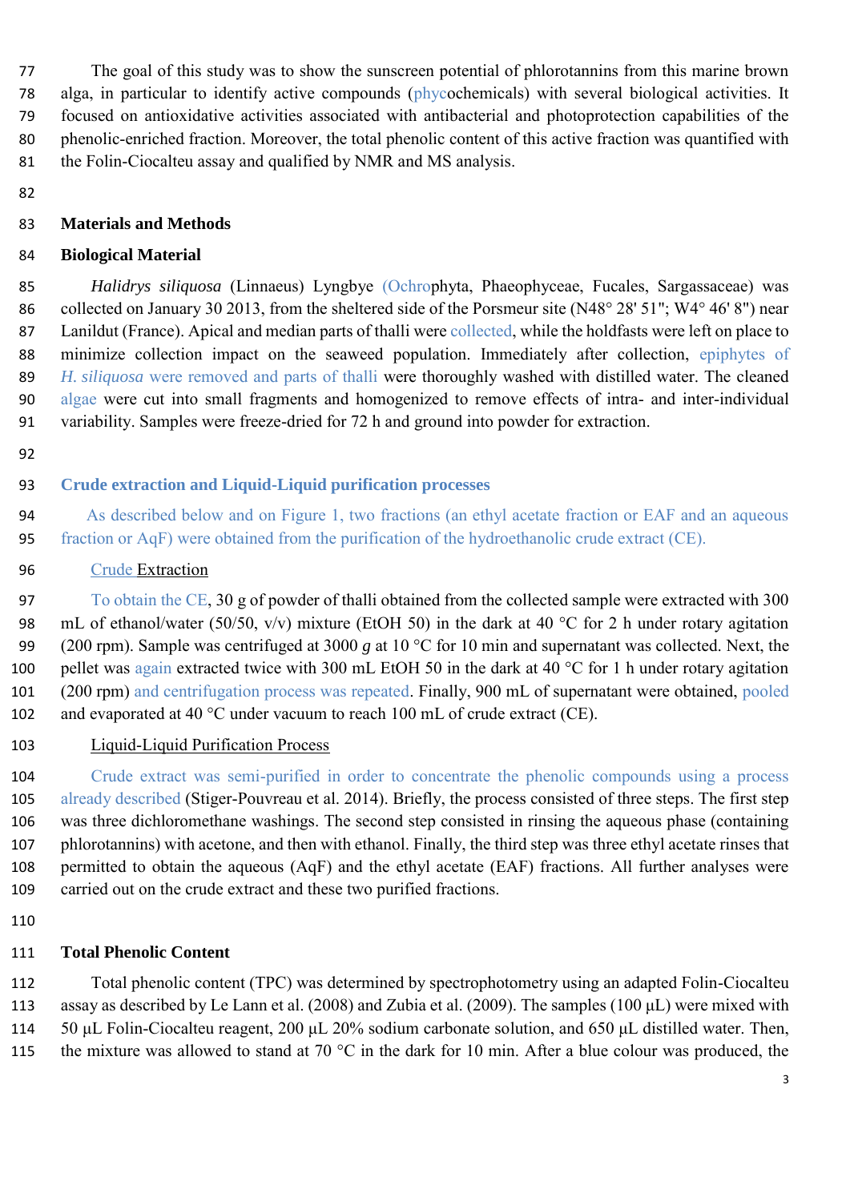The goal of this study was to show the sunscreen potential of phlorotannins from this marine brown alga, in particular to identify active compounds (phycochemicals) with several biological activities. It focused on antioxidative activities associated with antibacterial and photoprotection capabilities of the phenolic-enriched fraction. Moreover, the total phenolic content of this active fraction was quantified with the Folin-Ciocalteu assay and qualified by NMR and MS analysis.

## Materials and Methods

### Biological Material

*Halidrys siliquosa* (Linnaeus) Lyngbye (Ochrophyta, Phaeophyceae, Fucales, Sargassaceae) was collected on January 30 2013, from the sheltered side of the Porsmeur site (N48° 28' 51"; W4° 46' 8") near Lanildut (France). Apical and median parts of thalli were collected, while the holdfasts were left on place to minimize collection impact on the seaweed population. Immediately after collection, epiphytes of *H. siliquosa* were removed and parts of thalli were thoroughly washed with distilled water. The cleaned algae were cut into small fragments and homogenized to remove effects of intra- and inter-individual variability. Samples were freeze-dried for 72 h and ground into powder for extraction.

### Crude extraction and Liquid-Liquid purification processes

As described below and on Figure 1, two fractions (an ethyl acetate fraction or EAF and an aqueous fraction or AqF) were obtained from the purification of the hydroethanolic crude extract (CE).

Crude Extraction

To obtain the CE, 30 g of powder of thalli obtained from the collected sample were extracted with 300 mL of ethanol/water (50/50, v/v) mixture (EtOH 50) in the dark at 40 °C for 2 h under rotary agitation (200 rpm). Sample was centrifuged at 3000 *g* at 10 °C for 10 min and supernatant was collected. Next, the pellet was again extracted twice with 300 mL EtOH 50 in the dark at 40 °C for 1 h under rotary agitation (200 rpm) and centrifugation process was repeated. Finally, 900 mL of supernatant were obtained, pooled and evaporated at 40 °C under vacuum to reach 100 mL of crude extract (CE).

Liquid-Liquid Purification Process

Crude extract was semi-purified in order to concentrate the phenolic compounds using a process already described (Stiger-Pouvreau et al. 2014). Briefly, the process consisted of three steps. The first step was three dichloromethane washings. The second step consisted in rinsing the aqueous phase (containing phlorotannins) with acetone, and then with ethanol. Finally, the third step was three ethyl acetate rinses that permitted to obtain the aqueous (AqF) and the ethyl acetate (EAF) fractions. All further analyses were carried out on the crude extract and these two purified fractions.

### Total Phenolic Content

Total phenolic content (TPC) was determined by spectrophotometry using an adapted Folin-Ciocalteu assay as described by Le Lann et al. (2008) and Zubia et al. (2009). The samples (100 µL) were mixed with 50 µL Folin-Ciocalteu reagent, 200 µL 20% sodium carbonate solution, and 650 µL distilled water. Then, the mixture was allowed to stand at 70 °C in the dark for 10 min. After a blue colour was produced, the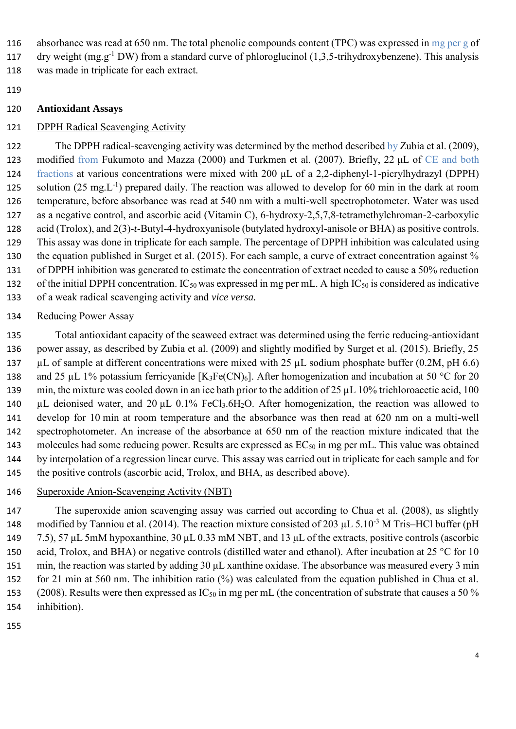absorbance was read at 650 nm. The total phenolic compounds content (TPC) was expressed in mg per g of dry weight ($mg.g^{-1}$ DW) from a standard curve of phloroglucinol (1,3,5-trihydroxybenzene). This analysis was made in triplicate for each extract.

## Antioxidant Assays

### DPPH Radical Scavenging Activity

The DPPH radical-scavenging activity was determined by the method described by Zubia et al. (2009), modified from Fukumoto and Mazza (2000) and Turkmen et al. (2007). Briefly, 22 µL of CE and both fractions at various concentrations were mixed with 200 µL of a 2,2-diphenyl-1-picrylhydrazyl (DPPH) solution (25 $mg.L^{-1}$) prepared daily. The reaction was allowed to develop for 60 min in the dark at room temperature, before absorbance was read at 540 nm with a multi-well spectrophotometer. Water was used as a negative control, and ascorbic acid (Vitamin C), 6-hydroxy-2,5,7,8-tetramethylchroman-2-carboxylic acid (Trolox), and 2(3)-*t*-Butyl-4-hydroxyanisole (butylated hydroxyl-anisole or BHA) as positive controls. This assay was done in triplicate for each sample. The percentage of DPPH inhibition was calculated using the equation published in Surget et al. (2015). For each sample, a curve of extract concentration against % of DPPH inhibition was generated to estimate the concentration of extract needed to cause a 50% reduction of the initial DPPH concentration. $IC_{50}$ was expressed in mg per mL. A high $IC_{50}$ is considered as indicative of a weak radical scavenging activity and *vice versa.*

### Reducing Power Assay

Total antioxidant capacity of the seaweed extract was determined using the ferric reducing-antioxidant power assay, as described by Zubia et al. (2009) and slightly modified by Surget et al. (2015). Briefly, 25 µL of sample at different concentrations were mixed with 25 µL sodium phosphate buffer (0.2M, pH 6.6) and 25 µL 1% potassium ferricyanide [$K_3Fe(CN)_6$]. After homogenization and incubation at 50 °C for 20 min, the mixture was cooled down in an ice bath prior to the addition of 25 µL 10% trichloroacetic acid, 100 µL deionised water, and 20 µL 0.1% $FeCl_3.6H_2O$. After homogenization, the reaction was allowed to develop for 10 min at room temperature and the absorbance was then read at 620 nm on a multi-well spectrophotometer. An increase of the absorbance at 650 nm of the reaction mixture indicated that the molecules had some reducing power. Results are expressed as $EC_{50}$ in mg per mL. This value was obtained by interpolation of a regression linear curve. This assay was carried out in triplicate for each sample and for the positive controls (ascorbic acid, Trolox, and BHA, as described above).

### Superoxide Anion-Scavenging Activity (NBT)

The superoxide anion scavenging assay was carried out according to Chua et al. (2008), as slightly modified by Tanniou et al. (2014). The reaction mixture consisted of 203 µL $5.10^{-3}$ M Tris–HCl buffer (pH 7.5), 57 µL 5mM hypoxanthine, 30 µL 0.33 mM NBT, and 13 µL of the extracts, positive controls (ascorbic acid, Trolox, and BHA) or negative controls (distilled water and ethanol). After incubation at 25 °C for 10 min, the reaction was started by adding 30 µL xanthine oxidase. The absorbance was measured every 3 min for 21 min at 560 nm. The inhibition ratio (%) was calculated from the equation published in Chua et al. (2008). Results were then expressed as $IC_{50}$ in mg per mL (the concentration of substrate that causes a 50 % inhibition).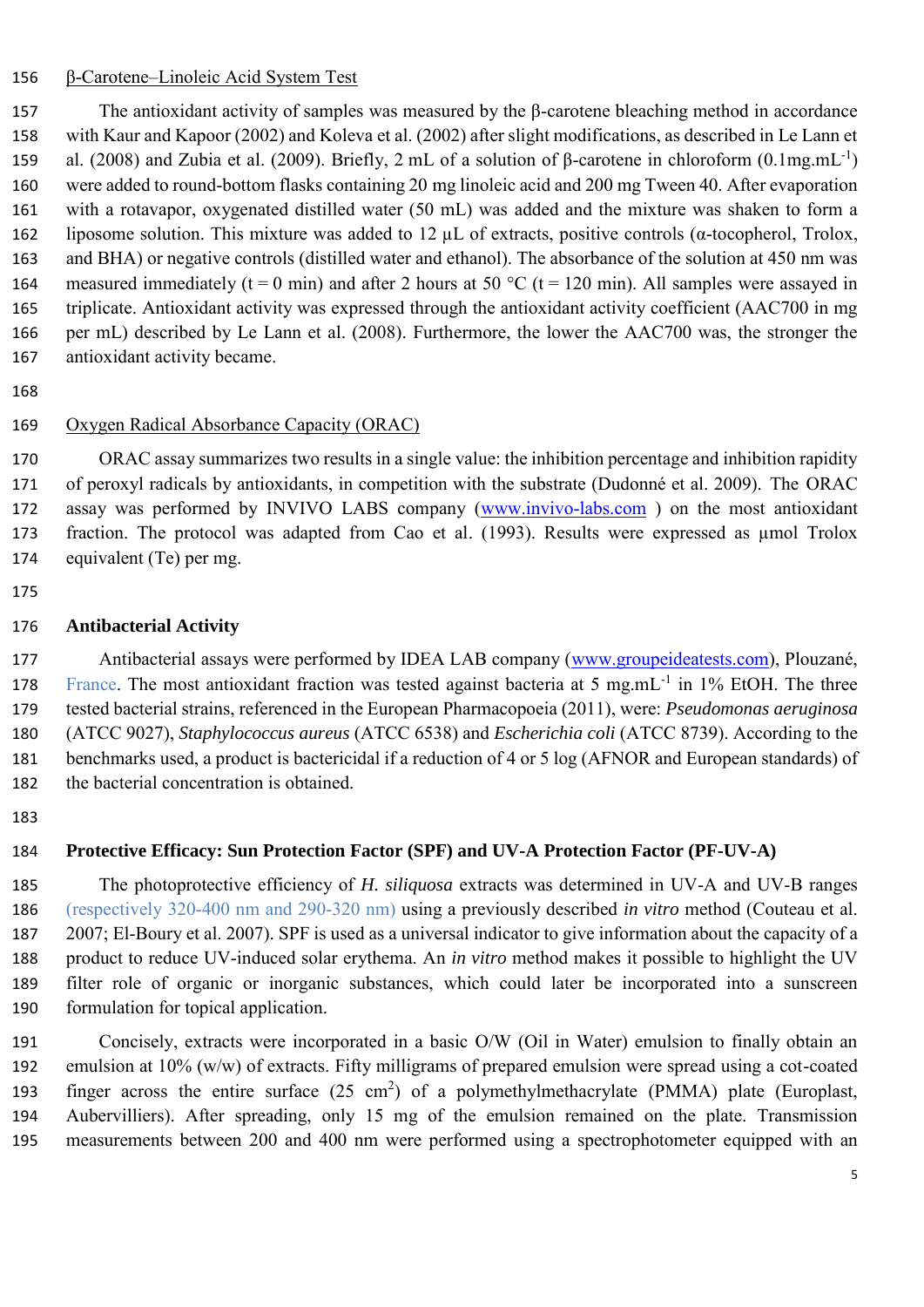### β-Carotene–Linoleic Acid System Test

The antioxidant activity of samples was measured by the β-carotene bleaching method in accordance with Kaur and Kapoor (2002) and Koleva et al. (2002) after slight modifications, as described in Le Lann et al. (2008) and Zubia et al. (2009). Briefly, 2 mL of a solution of β-carotene in chloroform ($0.1 mg.mL^{-1}$) were added to round-bottom flasks containing 20 mg linoleic acid and 200 mg Tween 40. After evaporation with a rotavapor, oxygenated distilled water (50 mL) was added and the mixture was shaken to form a liposome solution. This mixture was added to 12 µL of extracts, positive controls (α-tocopherol, Trolox, and BHA) or negative controls (distilled water and ethanol). The absorbance of the solution at 450 nm was measured immediately (t = 0 min) and after 2 hours at 50 °C (t = 120 min). All samples were assayed in triplicate. Antioxidant activity was expressed through the antioxidant activity coefficient (AAC700 in mg per mL) described by Le Lann et al. (2008). Furthermore, the lower the AAC700 was, the stronger the antioxidant activity became.

### Oxygen Radical Absorbance Capacity (ORAC)

ORAC assay summarizes two results in a single value: the inhibition percentage and inhibition rapidity of peroxyl radicals by antioxidants, in competition with the substrate (Dudonné et al. 2009). The ORAC assay was performed by INVIVO LABS company (www.invivo-labs.com ) on the most antioxidant fraction. The protocol was adapted from Cao et al. (1993). Results were expressed as µmol Trolox equivalent (Te) per mg.

## Antibacterial Activity

Antibacterial assays were performed by IDEA LAB company (www.groupeideatests.com), Plouzané, France. The most antioxidant fraction was tested against bacteria at 5 $mg.mL^{-1}$ in 1% EtOH. The three tested bacterial strains, referenced in the European Pharmacopoeia (2011), were: *Pseudomonas aeruginosa* (ATCC 9027), *Staphylococcus aureus* (ATCC 6538) and *Escherichia coli* (ATCC 8739). According to the benchmarks used, a product is bactericidal if a reduction of 4 or 5 log (AFNOR and European standards) of the bacterial concentration is obtained.

## Protective Efficacy: Sun Protection Factor (SPF) and UV-A Protection Factor (PF-UV-A)

The photoprotective efficiency of *H. siliquosa* extracts was determined in UV-A and UV-B ranges (respectively 320-400 nm and 290-320 nm) using a previously described *in vitro* method (Couteau et al. 2007; El-Boury et al. 2007). SPF is used as a universal indicator to give information about the capacity of a product to reduce UV-induced solar erythema. An *in vitro* method makes it possible to highlight the UV filter role of organic or inorganic substances, which could later be incorporated into a sunscreen formulation for topical application.

Concisely, extracts were incorporated in a basic O/W (Oil in Water) emulsion to finally obtain an emulsion at 10% (w/w) of extracts. Fifty milligrams of prepared emulsion were spread using a cot-coated finger across the entire surface (25 $cm^2$) of a polymethylmethacrylate (PMMA) plate (Europlast, Aubervilliers). After spreading, only 15 mg of the emulsion remained on the plate. Transmission measurements between 200 and 400 nm were performed using a spectrophotometer equipped with an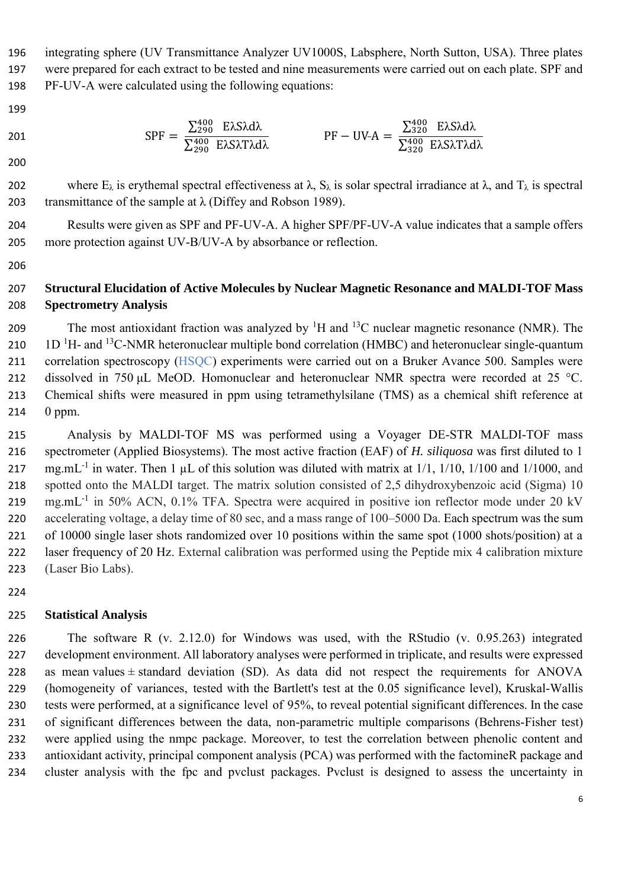integrating sphere (UV Transmittance Analyzer UV1000S, Labsphere, North Sutton, USA). Three plates were prepared for each extract to be tested and nine measurements were carried out on each plate. SPF and PF-UV-A were calculated using the following equations:

$$\mathrm{SPF} = \frac{\sum_{290}^{400} \mathrm{E}\lambda \mathrm{S}\lambda \mathrm{d}\lambda}{\sum_{290}^{400} \mathrm{E}\lambda \mathrm{S}\lambda \mathrm{T}\lambda \mathrm{d}\lambda} \qquad \mathrm{PF-UV\text{-}A} = \frac{\sum_{320}^{400} \mathrm{E}\lambda \mathrm{S}\lambda \mathrm{d}\lambda}{\sum_{320}^{400} \mathrm{E}\lambda \mathrm{S}\lambda \mathrm{T}\lambda \mathrm{d}\lambda}$$

where $E_{\lambda}$ is erythemal spectral effectiveness at λ, $S_{\lambda}$ is solar spectral irradiance at λ, and $T_{\lambda}$ is spectral transmittance of the sample at λ (Diffey and Robson 1989).

Results were given as SPF and PF-UV-A. A higher SPF/PF-UV-A value indicates that a sample offers more protection against UV-B/UV-A by absorbance or reflection.

## Structural Elucidation of Active Molecules by Nuclear Magnetic Resonance and MALDI-TOF Mass Spectrometry Analysis

The most antioxidant fraction was analyzed by $^{1}$H and $^{13}$C nuclear magnetic resonance (NMR). The 1D $^{1}$H- and $^{13}$C-NMR heteronuclear multiple bond correlation (HMBC) and heteronuclear single-quantum correlation spectroscopy (HSQC) experiments were carried out on a Bruker Avance 500. Samples were dissolved in 750 µL MeOD. Homonuclear and heteronuclear NMR spectra were recorded at 25 °C. Chemical shifts were measured in ppm using tetramethylsilane (TMS) as a chemical shift reference at 0 ppm.

Analysis by MALDI-TOF MS was performed using a Voyager DE-STR MALDI-TOF mass spectrometer (Applied Biosystems). The most active fraction (EAF) of *H. siliquosa* was first diluted to 1 mg.mL$^{-1}$ in water. Then 1 µL of this solution was diluted with matrix at 1/1, 1/10, 1/100 and 1/1000, and spotted onto the MALDI target. The matrix solution consisted of 2,5 dihydroxybenzoic acid (Sigma) 10 mg.mL$^{-1}$ in 50% ACN, 0.1% TFA. Spectra were acquired in positive ion reflector mode under 20 kV accelerating voltage, a delay time of 80 sec, and a mass range of 100–5000 Da. Each spectrum was the sum of 10000 single laser shots randomized over 10 positions within the same spot (1000 shots/position) at a laser frequency of 20 Hz. External calibration was performed using the Peptide mix 4 calibration mixture (Laser Bio Labs).

## Statistical Analysis

The software R (v. 2.12.0) for Windows was used, with the RStudio (v. 0.95.263) integrated development environment. All laboratory analyses were performed in triplicate, and results were expressed as mean values ± standard deviation (SD). As data did not respect the requirements for ANOVA (homogeneity of variances, tested with the Bartlett's test at the 0.05 significance level), Kruskal-Wallis tests were performed, at a significance level of 95%, to reveal potential significant differences. In the case of significant differences between the data, non-parametric multiple comparisons (Behrens-Fisher test) were applied using the nmpc package. Moreover, to test the correlation between phenolic content and antioxidant activity, principal component analysis (PCA) was performed with the factomineR package and cluster analysis with the fpc and pvclust packages. Pvclust is designed to assess the uncertainty in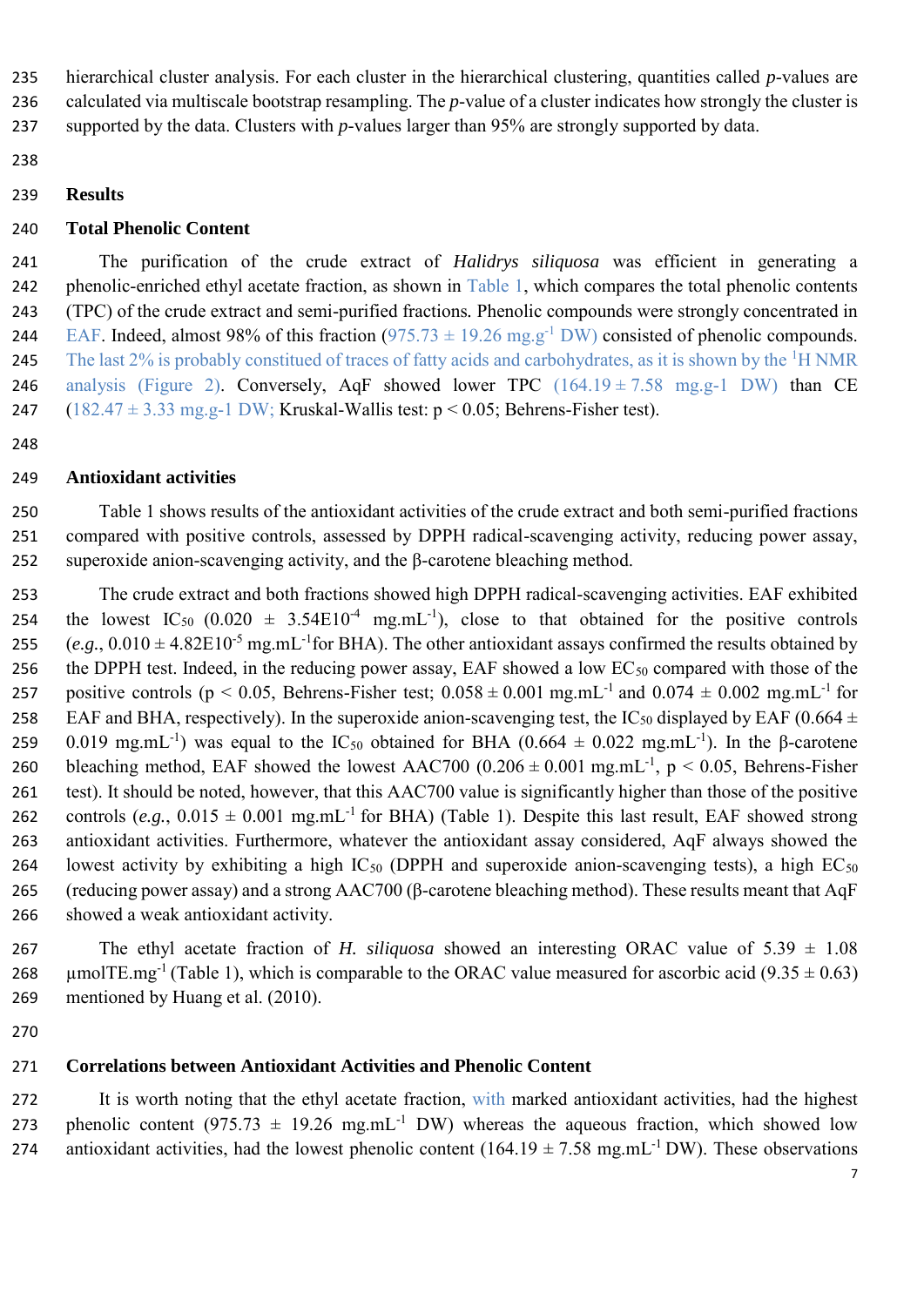hierarchical cluster analysis. For each cluster in the hierarchical clustering, quantities called *p*-values are calculated via multiscale bootstrap resampling. The *p*-value of a cluster indicates how strongly the cluster is supported by the data. Clusters with *p*-values larger than 95% are strongly supported by data.

## Results

### Total Phenolic Content

The purification of the crude extract of *Halidrys siliquosa* was efficient in generating a phenolic-enriched ethyl acetate fraction, as shown in Table 1, which compares the total phenolic contents (TPC) of the crude extract and semi-purified fractions. Phenolic compounds were strongly concentrated in EAF. Indeed, almost 98% of this fraction ($975.73 \pm 19.26$ mg.g$^{-1}$ DW) consisted of phenolic compounds. The last 2% is probably constitued of traces of fatty acids and carbohydrates, as it is shown by the $^1$H NMR analysis (Figure 2). Conversely, AqF showed lower TPC ($164.19 \pm 7.58$ mg.g-1 DW) than CE ($182.47 \pm 3.33$ mg.g-1 DW; Kruskal-Wallis test: $p < 0.05$; Behrens-Fisher test).

### Antioxidant activities

Table 1 shows results of the antioxidant activities of the crude extract and both semi-purified fractions compared with positive controls, assessed by DPPH radical-scavenging activity, reducing power assay, superoxide anion-scavenging activity, and the β-carotene bleaching method.

The crude extract and both fractions showed high DPPH radical-scavenging activities. EAF exhibited the lowest $IC_{50}$ ($0.020 \pm 3.54E10^{-4}$ mg.mL$^{-1}$), close to that obtained for the positive controls (*e.g.*, $0.010 \pm 4.82E10^{-5}$ mg.mL$^{-1}$for BHA). The other antioxidant assays confirmed the results obtained by the DPPH test. Indeed, in the reducing power assay, EAF showed a low $EC_{50}$ compared with those of the positive controls ($p < 0.05$, Behrens-Fisher test; $0.058 \pm 0.001$ mg.mL$^{-1}$ and $0.074 \pm 0.002$ mg.mL$^{-1}$ for EAF and BHA, respectively). In the superoxide anion-scavenging test, the $IC_{50}$ displayed by EAF ($0.664 \pm 0.019$ mg.mL$^{-1}$) was equal to the $IC_{50}$ obtained for BHA ($0.664 \pm 0.022$ mg.mL$^{-1}$). In the β-carotene bleaching method, EAF showed the lowest AAC700 ($0.206 \pm 0.001$ mg.mL$^{-1}$, $p < 0.05$, Behrens-Fisher test). It should be noted, however, that this AAC700 value is significantly higher than those of the positive controls (*e.g.*, $0.015 \pm 0.001$ mg.mL$^{-1}$ for BHA) (Table 1). Despite this last result, EAF showed strong antioxidant activities. Furthermore, whatever the antioxidant assay considered, AqF always showed the lowest activity by exhibiting a high $IC_{50}$ (DPPH and superoxide anion-scavenging tests), a high $EC_{50}$ (reducing power assay) and a strong AAC700 (β-carotene bleaching method). These results meant that AqF showed a weak antioxidant activity.

The ethyl acetate fraction of *H. siliquosa* showed an interesting ORAC value of $5.39 \pm 1.08$ µmolTE.mg$^{-1}$ (Table 1), which is comparable to the ORAC value measured for ascorbic acid ($9.35 \pm 0.63$) mentioned by Huang et al. (2010).

### Correlations between Antioxidant Activities and Phenolic Content

It is worth noting that the ethyl acetate fraction, with marked antioxidant activities, had the highest phenolic content ($975.73 \pm 19.26$ mg.mL$^{-1}$ DW) whereas the aqueous fraction, which showed low antioxidant activities, had the lowest phenolic content ($164.19 \pm 7.58$ mg.mL$^{-1}$ DW). These observations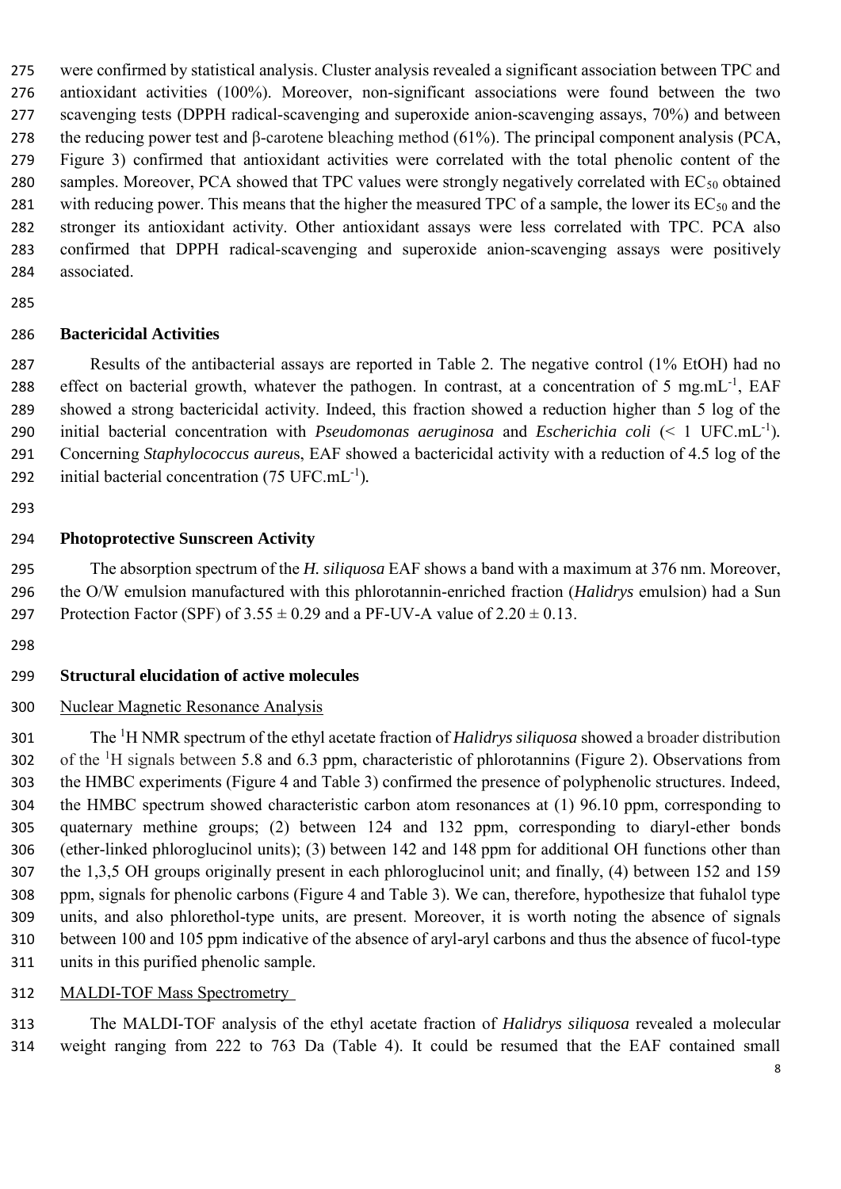were confirmed by statistical analysis. Cluster analysis revealed a significant association between TPC and antioxidant activities (100%). Moreover, non-significant associations were found between the two scavenging tests (DPPH radical-scavenging and superoxide anion-scavenging assays, 70%) and between the reducing power test and β-carotene bleaching method (61%). The principal component analysis (PCA, Figure 3) confirmed that antioxidant activities were correlated with the total phenolic content of the samples. Moreover, PCA showed that TPC values were strongly negatively correlated with $EC_{50}$ obtained with reducing power. This means that the higher the measured TPC of a sample, the lower its $EC_{50}$ and the stronger its antioxidant activity. Other antioxidant assays were less correlated with TPC. PCA also confirmed that DPPH radical-scavenging and superoxide anion-scavenging assays were positively associated.

## Bactericidal Activities

Results of the antibacterial assays are reported in Table 2. The negative control (1% EtOH) had no effect on bacterial growth, whatever the pathogen. In contrast, at a concentration of 5 $mg.mL^{-1}$, EAF showed a strong bactericidal activity. Indeed, this fraction showed a reduction higher than 5 log of the initial bacterial concentration with *Pseudomonas aeruginosa* and *Escherichia coli* (< 1 $UFC.mL^{-1}$). Concerning *Staphylococcus aureu*s, EAF showed a bactericidal activity with a reduction of 4.5 log of the initial bacterial concentration (75 $UFC.mL^{-1}$).

## Photoprotective Sunscreen Activity

The absorption spectrum of the *H. siliquosa* EAF shows a band with a maximum at 376 nm. Moreover, the O/W emulsion manufactured with this phlorotannin-enriched fraction (*Halidrys* emulsion) had a Sun Protection Factor (SPF) of $3.55 \pm 0.29$ and a PF-UV-A value of $2.20 \pm 0.13$.

## Structural elucidation of active molecules

Nuclear Magnetic Resonance Analysis

The $^{1}H$ NMR spectrum of the ethyl acetate fraction of *Halidrys siliquosa* showed a broader distribution of the $^{1}H$ signals between 5.8 and 6.3 ppm, characteristic of phlorotannins (Figure 2). Observations from the HMBC experiments (Figure 4 and Table 3) confirmed the presence of polyphenolic structures. Indeed, the HMBC spectrum showed characteristic carbon atom resonances at (1) 96.10 ppm, corresponding to quaternary methine groups; (2) between 124 and 132 ppm, corresponding to diaryl-ether bonds (ether-linked phloroglucinol units); (3) between 142 and 148 ppm for additional OH functions other than the 1,3,5 OH groups originally present in each phloroglucinol unit; and finally, (4) between 152 and 159 ppm, signals for phenolic carbons (Figure 4 and Table 3). We can, therefore, hypothesize that fuhalol type units, and also phlorethol-type units, are present. Moreover, it is worth noting the absence of signals between 100 and 105 ppm indicative of the absence of aryl-aryl carbons and thus the absence of fucol-type units in this purified phenolic sample.

MALDI-TOF Mass Spectrometry

The MALDI-TOF analysis of the ethyl acetate fraction of *Halidrys siliquosa* revealed a molecular weight ranging from 222 to 763 Da (Table 4). It could be resumed that the EAF contained small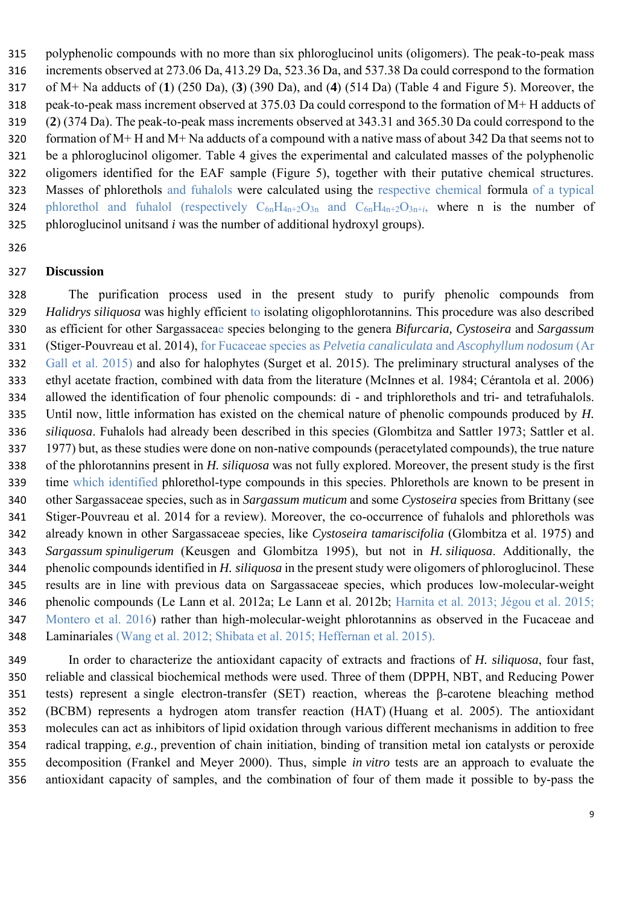polyphenolic compounds with no more than six phloroglucinol units (oligomers). The peak-to-peak mass increments observed at 273.06 Da, 413.29 Da, 523.36 Da, and 537.38 Da could correspond to the formation of M+ Na adducts of (**1**) (250 Da), (**3**) (390 Da), and (**4**) (514 Da) (Table 4 and Figure 5). Moreover, the peak-to-peak mass increment observed at 375.03 Da could correspond to the formation of M+ H adducts of (**2**) (374 Da). The peak-to-peak mass increments observed at 343.31 and 365.30 Da could correspond to the formation of M+ H and M+ Na adducts of a compound with a native mass of about 342 Da that seems not to be a phloroglucinol oligomer. Table 4 gives the experimental and calculated masses of the polyphenolic oligomers identified for the EAF sample (Figure 5), together with their putative chemical structures. Masses of phlorethols and fuhalols were calculated using the respective chemical formula of a typical phlorethol and fuhalol (respectively $C_{6n}H_{4n+2}O_{3n}$ and $C_{6n}H_{4n+2}O_{3n+i}$, where n is the number of phloroglucinol unitsand *i* was the number of additional hydroxyl groups).

## Discussion

The purification process used in the present study to purify phenolic compounds from *Halidrys siliquosa* was highly efficient to isolating oligophlorotannins. This procedure was also described as efficient for other Sargassaceae species belonging to the genera *Bifurcaria, Cystoseira* and *Sargassum* (Stiger-Pouvreau et al. 2014), for Fucaceae species as *Pelvetia canaliculata* and *Ascophyllum nodosum* (Ar Gall et al. 2015) and also for halophytes (Surget et al. 2015). The preliminary structural analyses of the ethyl acetate fraction, combined with data from the literature (McInnes et al. 1984; Cérantola et al. 2006) allowed the identification of four phenolic compounds: di - and triphlorethols and tri- and tetrafuhalols. Until now, little information has existed on the chemical nature of phenolic compounds produced by *H. siliquosa*. Fuhalols had already been described in this species (Glombitza and Sattler 1973; Sattler et al. 1977) but, as these studies were done on non-native compounds (peracetylated compounds), the true nature of the phlorotannins present in *H. siliquosa* was not fully explored. Moreover, the present study is the first time which identified phlorethol-type compounds in this species. Phlorethols are known to be present in other Sargassaceae species, such as in *Sargassum muticum* and some *Cystoseira* species from Brittany (see Stiger-Pouvreau et al. 2014 for a review). Moreover, the co-occurrence of fuhalols and phlorethols was already known in other Sargassaceae species, like *Cystoseira tamariscifolia* (Glombitza et al. 1975) and *Sargassum spinuligerum* (Keusgen and Glombitza 1995), but not in *H. siliquosa*. Additionally, the phenolic compounds identified in *H. siliquosa* in the present study were oligomers of phloroglucinol. These results are in line with previous data on Sargassaceae species, which produces low-molecular-weight phenolic compounds (Le Lann et al. 2012a; Le Lann et al. 2012b; Harnita et al. 2013; Jégou et al. 2015; Montero et al. 2016) rather than high-molecular-weight phlorotannins as observed in the Fucaceae and Laminariales (Wang et al. 2012; Shibata et al. 2015; Heffernan et al. 2015).

In order to characterize the antioxidant capacity of extracts and fractions of *H. siliquosa*, four fast, reliable and classical biochemical methods were used. Three of them (DPPH, NBT, and Reducing Power tests) represent a single electron-transfer (SET) reaction, whereas the β-carotene bleaching method (BCBM) represents a hydrogen atom transfer reaction (HAT) (Huang et al. 2005). The antioxidant molecules can act as inhibitors of lipid oxidation through various different mechanisms in addition to free radical trapping, *e.g.*, prevention of chain initiation, binding of transition metal ion catalysts or peroxide decomposition (Frankel and Meyer 2000). Thus, simple *in vitro* tests are an approach to evaluate the antioxidant capacity of samples, and the combination of four of them made it possible to by-pass the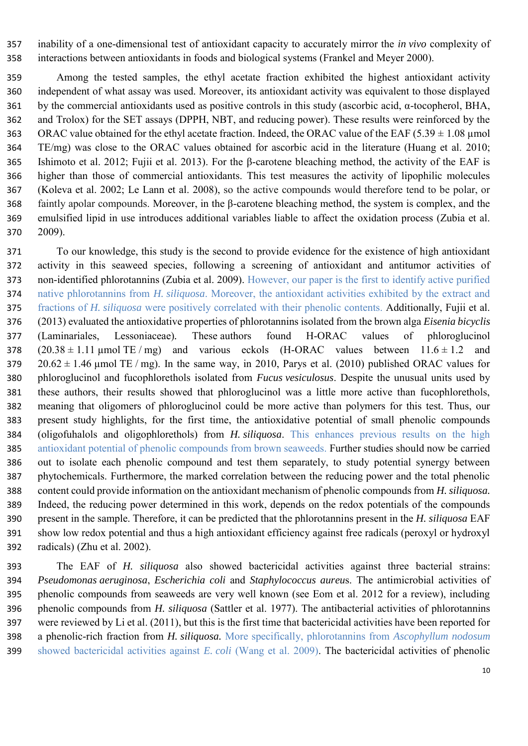inability of a one-dimensional test of antioxidant capacity to accurately mirror the *in vivo* complexity of interactions between antioxidants in foods and biological systems (Frankel and Meyer 2000).

Among the tested samples, the ethyl acetate fraction exhibited the highest antioxidant activity independent of what assay was used. Moreover, its antioxidant activity was equivalent to those displayed by the commercial antioxidants used as positive controls in this study (ascorbic acid, α-tocopherol, BHA, and Trolox) for the SET assays (DPPH, NBT, and reducing power). These results were reinforced by the ORAC value obtained for the ethyl acetate fraction. Indeed, the ORAC value of the EAF (5.39 ± 1.08 µmol TE/mg) was close to the ORAC values obtained for ascorbic acid in the literature (Huang et al. 2010; Ishimoto et al. 2012; Fujii et al. 2013). For the β-carotene bleaching method, the activity of the EAF is higher than those of commercial antioxidants. This test measures the activity of lipophilic molecules (Koleva et al. 2002; Le Lann et al. 2008), so the active compounds would therefore tend to be polar, or faintly apolar compounds. Moreover, in the β-carotene bleaching method, the system is complex, and the emulsified lipid in use introduces additional variables liable to affect the oxidation process (Zubia et al. 2009).

To our knowledge, this study is the second to provide evidence for the existence of high antioxidant activity in this seaweed species, following a screening of antioxidant and antitumor activities of non-identified phlorotannins (Zubia et al. 2009). However, our paper is the first to identify active purified native phlorotannins from *H. siliquosa*. Moreover, the antioxidant activities exhibited by the extract and fractions of *H. siliquosa* were positively correlated with their phenolic contents. Additionally, Fujii et al. (2013) evaluated the antioxidative properties of phlorotannins isolated from the brown alga *Eisenia bicyclis* (Laminariales, Lessoniaceae). These authors found H-ORAC values of phloroglucinol (20.38 ± 1.11 µmol TE / mg) and various eckols (H-ORAC values between 11.6 ± 1.2 and 20.62 ± 1.46 µmol TE / mg). In the same way, in 2010, Parys et al. (2010) published ORAC values for phloroglucinol and fucophlorethols isolated from *Fucus vesiculosus*. Despite the unusual units used by these authors, their results showed that phloroglucinol was a little more active than fucophlorethols, meaning that oligomers of phloroglucinol could be more active than polymers for this test. Thus, our present study highlights, for the first time, the antioxidative potential of small phenolic compounds (oligofuhalols and oligophlorethols) from *H. siliquosa*. This enhances previous results on the high antioxidant potential of phenolic compounds from brown seaweeds. Further studies should now be carried out to isolate each phenolic compound and test them separately, to study potential synergy between phytochemicals. Furthermore, the marked correlation between the reducing power and the total phenolic content could provide information on the antioxidant mechanism of phenolic compounds from *H. siliquosa.* Indeed, the reducing power determined in this work, depends on the redox potentials of the compounds present in the sample. Therefore, it can be predicted that the phlorotannins present in the *H. siliquosa* EAF show low redox potential and thus a high antioxidant efficiency against free radicals (peroxyl or hydroxyl radicals) (Zhu et al. 2002).

The EAF of *H. siliquosa* also showed bactericidal activities against three bacterial strains: *Pseudomonas aeruginosa*, *Escherichia coli* and *Staphylococcus aureus*. The antimicrobial activities of phenolic compounds from seaweeds are very well known (see Eom et al. 2012 for a review), including phenolic compounds from *H. siliquosa* (Sattler et al. 1977). The antibacterial activities of phlorotannins were reviewed by Li et al. (2011), but this is the first time that bactericidal activities have been reported for a phenolic-rich fraction from *H. siliquosa.* More specifically, phlorotannins from *Ascophyllum nodosum* showed bactericidal activities against *E. coli* (Wang et al. 2009). The bactericidal activities of phenolic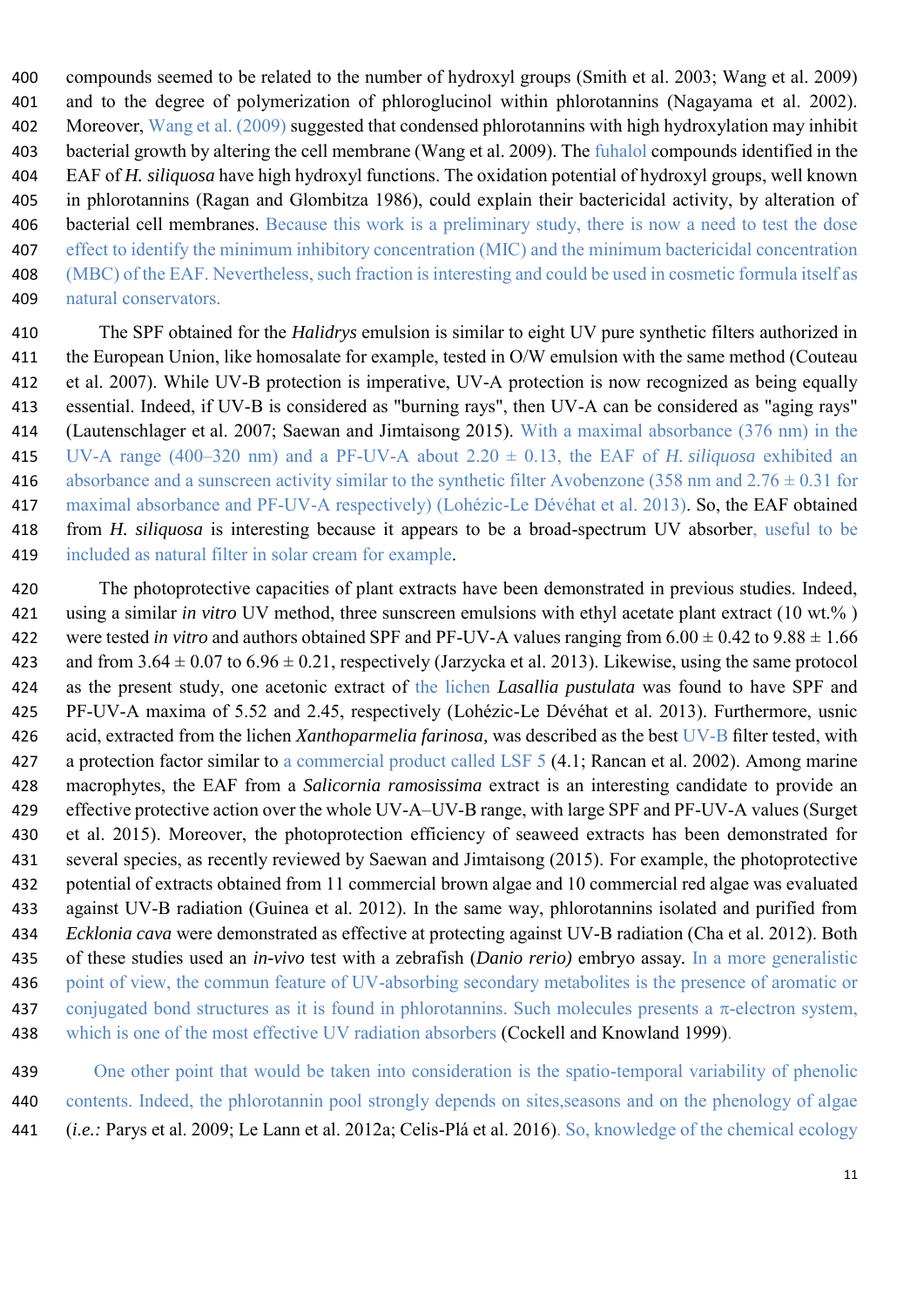compounds seemed to be related to the number of hydroxyl groups (Smith et al. 2003; Wang et al. 2009) and to the degree of polymerization of phloroglucinol within phlorotannins (Nagayama et al. 2002). Moreover, Wang et al. (2009) suggested that condensed phlorotannins with high hydroxylation may inhibit bacterial growth by altering the cell membrane (Wang et al. 2009). The fuhalol compounds identified in the EAF of *H. siliquosa* have high hydroxyl functions. The oxidation potential of hydroxyl groups, well known in phlorotannins (Ragan and Glombitza 1986), could explain their bactericidal activity, by alteration of bacterial cell membranes. Because this work is a preliminary study, there is now a need to test the dose effect to identify the minimum inhibitory concentration (MIC) and the minimum bactericidal concentration (MBC) of the EAF. Nevertheless, such fraction is interesting and could be used in cosmetic formula itself as natural conservators.

The SPF obtained for the *Halidrys* emulsion is similar to eight UV pure synthetic filters authorized in the European Union, like homosalate for example, tested in O/W emulsion with the same method (Couteau et al. 2007). While UV-B protection is imperative, UV-A protection is now recognized as being equally essential. Indeed, if UV-B is considered as "burning rays", then UV-A can be considered as "aging rays" (Lautenschlager et al. 2007; Saewan and Jimtaisong 2015). With a maximal absorbance (376 nm) in the UV-A range (400–320 nm) and a PF-UV-A about 2.20 ± 0.13, the EAF of *H. siliquosa* exhibited an absorbance and a sunscreen activity similar to the synthetic filter Avobenzone (358 nm and 2.76 ± 0.31 for maximal absorbance and PF-UV-A respectively) (Lohézic-Le Dévéhat et al. 2013). So, the EAF obtained from *H. siliquosa* is interesting because it appears to be a broad-spectrum UV absorber, useful to be included as natural filter in solar cream for example.

The photoprotective capacities of plant extracts have been demonstrated in previous studies. Indeed, using a similar *in vitro* UV method, three sunscreen emulsions with ethyl acetate plant extract (10 wt.% ) were tested *in vitro* and authors obtained SPF and PF-UV-A values ranging from 6.00 ± 0.42 to 9.88 ± 1.66 and from 3.64 ± 0.07 to 6.96 ± 0.21, respectively (Jarzycka et al. 2013). Likewise, using the same protocol as the present study, one acetonic extract of the lichen *Lasallia pustulata* was found to have SPF and PF-UV-A maxima of 5.52 and 2.45, respectively (Lohézic-Le Dévéhat et al. 2013). Furthermore, usnic acid, extracted from the lichen *Xanthoparmelia farinosa,* was described as the best UV-B filter tested, with a protection factor similar to a commercial product called LSF 5 (4.1; Rancan et al. 2002). Among marine macrophytes, the EAF from a *Salicornia ramosissima* extract is an interesting candidate to provide an effective protective action over the whole UV-A–UV-B range, with large SPF and PF-UV-A values (Surget et al. 2015). Moreover, the photoprotection efficiency of seaweed extracts has been demonstrated for several species, as recently reviewed by Saewan and Jimtaisong (2015). For example, the photoprotective potential of extracts obtained from 11 commercial brown algae and 10 commercial red algae was evaluated against UV-B radiation (Guinea et al. 2012). In the same way, phlorotannins isolated and purified from *Ecklonia cava* were demonstrated as effective at protecting against UV-B radiation (Cha et al. 2012). Both of these studies used an *in-vivo* test with a zebrafish (*Danio rerio)* embryo assay. In a more generalistic point of view, the commun feature of UV-absorbing secondary metabolites is the presence of aromatic or conjugated bond structures as it is found in phlorotannins. Such molecules presents a π-electron system, which is one of the most effective UV radiation absorbers (Cockell and Knowland 1999).

One other point that would be taken into consideration is the spatio-temporal variability of phenolic contents. Indeed, the phlorotannin pool strongly depends on sites,seasons and on the phenology of algae (*i.e.:* Parys et al. 2009; Le Lann et al. 2012a; Celis-Plá et al. 2016). So, knowledge of the chemical ecology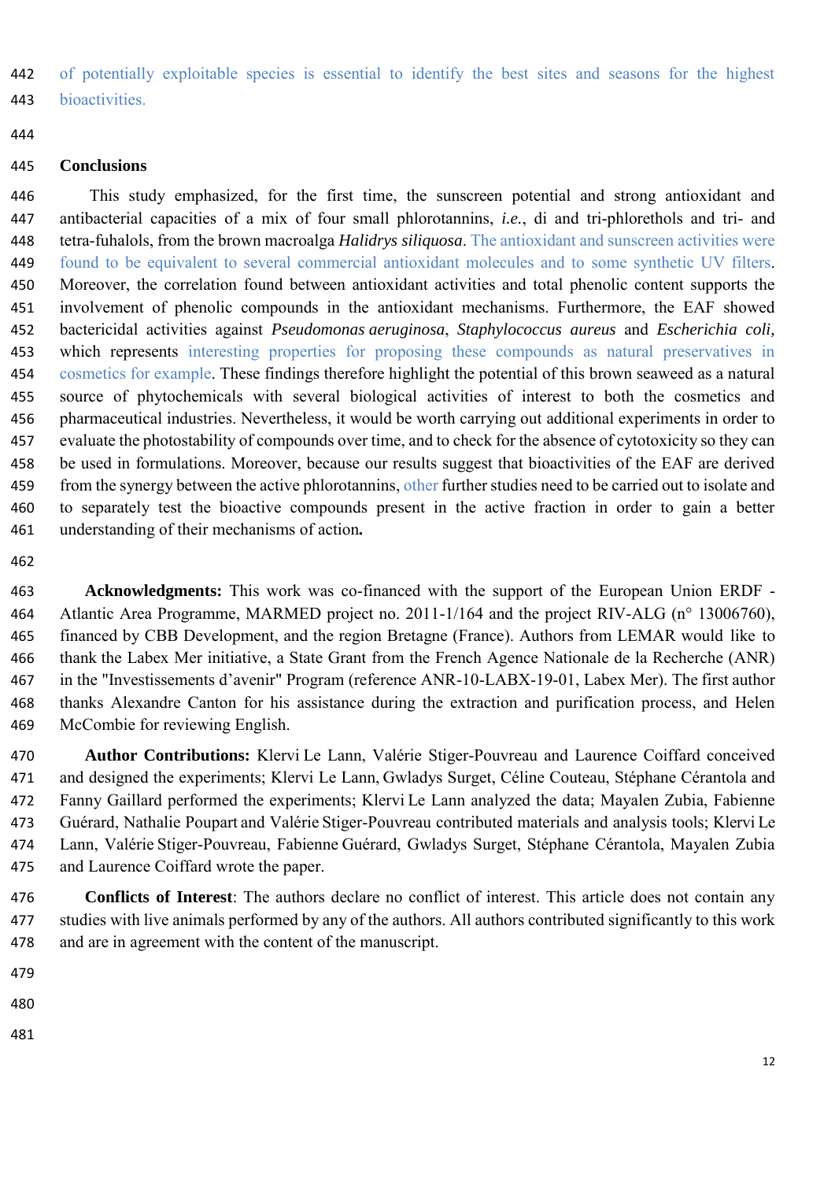of potentially exploitable species is essential to identify the best sites and seasons for the highest bioactivities.

## Conclusions

This study emphasized, for the first time, the sunscreen potential and strong antioxidant and antibacterial capacities of a mix of four small phlorotannins, *i.e.*, di and tri-phlorethols and tri- and tetra-fuhalols, from the brown macroalga *Halidrys siliquosa*. The antioxidant and sunscreen activities were found to be equivalent to several commercial antioxidant molecules and to some synthetic UV filters. Moreover, the correlation found between antioxidant activities and total phenolic content supports the involvement of phenolic compounds in the antioxidant mechanisms. Furthermore, the EAF showed bactericidal activities against *Pseudomonas aeruginosa*, *Staphylococcus aureus* and *Escherichia coli,* which represents interesting properties for proposing these compounds as natural preservatives in cosmetics for example. These findings therefore highlight the potential of this brown seaweed as a natural source of phytochemicals with several biological activities of interest to both the cosmetics and pharmaceutical industries. Nevertheless, it would be worth carrying out additional experiments in order to evaluate the photostability of compounds over time, and to check for the absence of cytotoxicity so they can be used in formulations. Moreover, because our results suggest that bioactivities of the EAF are derived from the synergy between the active phlorotannins, other further studies need to be carried out to isolate and to separately test the bioactive compounds present in the active fraction in order to gain a better understanding of their mechanisms of action**.**

**Acknowledgments:** This work was co-financed with the support of the European Union ERDF - Atlantic Area Programme, MARMED project no. 2011-1/164 and the project RIV-ALG (n° 13006760), financed by CBB Development, and the region Bretagne (France). Authors from LEMAR would like to thank the Labex Mer initiative, a State Grant from the French Agence Nationale de la Recherche (ANR) in the "Investissements d'avenir" Program (reference ANR-10-LABX-19-01, Labex Mer). The first author thanks Alexandre Canton for his assistance during the extraction and purification process, and Helen McCombie for reviewing English.

**Author Contributions:** Klervi Le Lann, Valérie Stiger-Pouvreau and Laurence Coiffard conceived and designed the experiments; Klervi Le Lann, Gwladys Surget, Céline Couteau, Stéphane Cérantola and Fanny Gaillard performed the experiments; Klervi Le Lann analyzed the data; Mayalen Zubia, Fabienne Guérard, Nathalie Poupart and Valérie Stiger-Pouvreau contributed materials and analysis tools; Klervi Le Lann, Valérie Stiger-Pouvreau, Fabienne Guérard, Gwladys Surget, Stéphane Cérantola, Mayalen Zubia and Laurence Coiffard wrote the paper.

**Conflicts of Interest**: The authors declare no conflict of interest. This article does not contain any studies with live animals performed by any of the authors. All authors contributed significantly to this work and are in agreement with the content of the manuscript.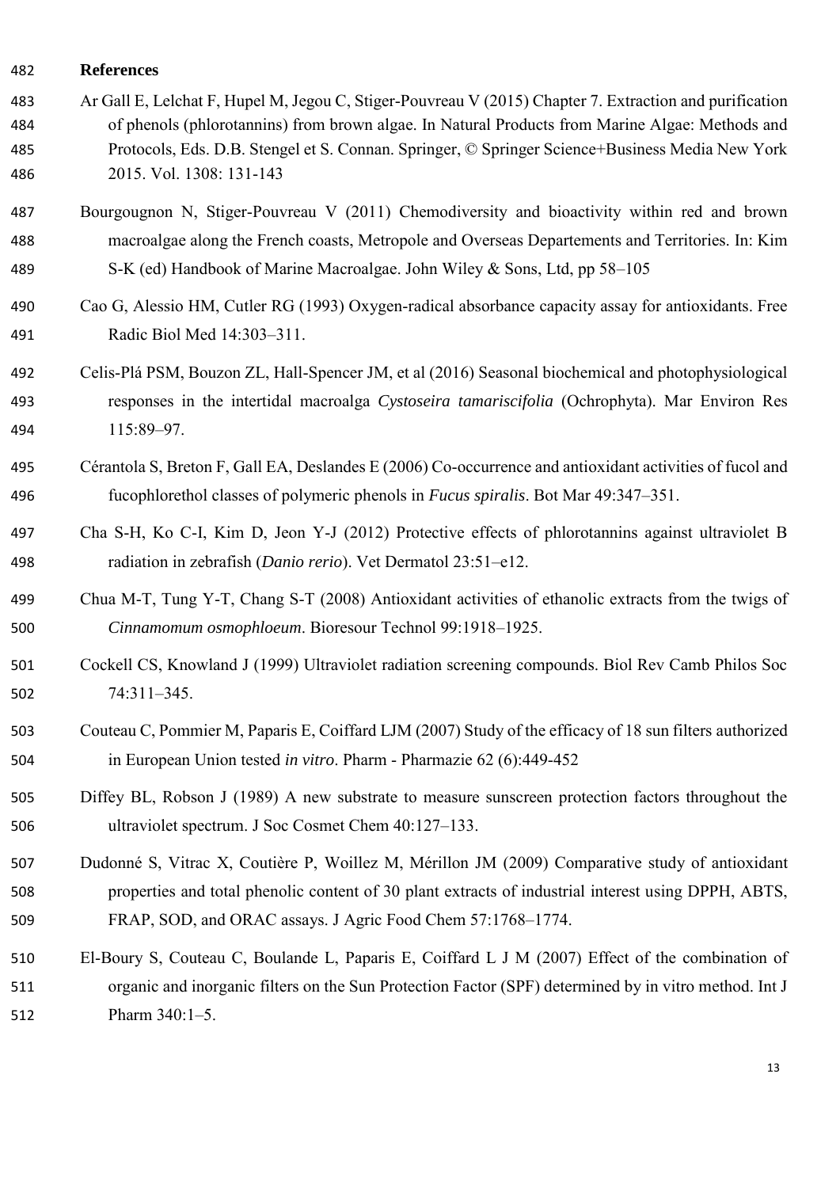## References

Ar Gall E, Lelchat F, Hupel M, Jegou C, Stiger-Pouvreau V (2015) Chapter 7. Extraction and purification of phenols (phlorotannins) from brown algae. In Natural Products from Marine Algae: Methods and Protocols, Eds. D.B. Stengel et S. Connan. Springer, © Springer Science+Business Media New York 2015. Vol. 1308: 131-143

Bourgougnon N, Stiger-Pouvreau V (2011) Chemodiversity and bioactivity within red and brown macroalgae along the French coasts, Metropole and Overseas Departements and Territories. In: Kim S-K (ed) Handbook of Marine Macroalgae. John Wiley & Sons, Ltd, pp 58–105

Cao G, Alessio HM, Cutler RG (1993) Oxygen-radical absorbance capacity assay for antioxidants. Free Radic Biol Med 14:303–311.

Celis-Plá PSM, Bouzon ZL, Hall-Spencer JM, et al (2016) Seasonal biochemical and photophysiological responses in the intertidal macroalga *Cystoseira tamariscifolia* (Ochrophyta). Mar Environ Res 115:89–97.

Cérantola S, Breton F, Gall EA, Deslandes E (2006) Co-occurrence and antioxidant activities of fucol and fucophlorethol classes of polymeric phenols in *Fucus spiralis*. Bot Mar 49:347–351.

Cha S-H, Ko C-I, Kim D, Jeon Y-J (2012) Protective effects of phlorotannins against ultraviolet B radiation in zebrafish (*Danio rerio*). Vet Dermatol 23:51–e12.

Chua M-T, Tung Y-T, Chang S-T (2008) Antioxidant activities of ethanolic extracts from the twigs of *Cinnamomum osmophloeum*. Bioresour Technol 99:1918–1925.

Cockell CS, Knowland J (1999) Ultraviolet radiation screening compounds. Biol Rev Camb Philos Soc 74:311–345.

Couteau C, Pommier M, Paparis E, Coiffard LJM (2007) Study of the efficacy of 18 sun filters authorized in European Union tested *in vitro*. Pharm - Pharmazie 62 (6):449-452

Diffey BL, Robson J (1989) A new substrate to measure sunscreen protection factors throughout the ultraviolet spectrum. J Soc Cosmet Chem 40:127–133.

Dudonné S, Vitrac X, Coutière P, Woillez M, Mérillon JM (2009) Comparative study of antioxidant properties and total phenolic content of 30 plant extracts of industrial interest using DPPH, ABTS, FRAP, SOD, and ORAC assays. J Agric Food Chem 57:1768–1774.

El-Boury S, Couteau C, Boulande L, Paparis E, Coiffard L J M (2007) Effect of the combination of organic and inorganic filters on the Sun Protection Factor (SPF) determined by in vitro method. Int J Pharm 340:1–5.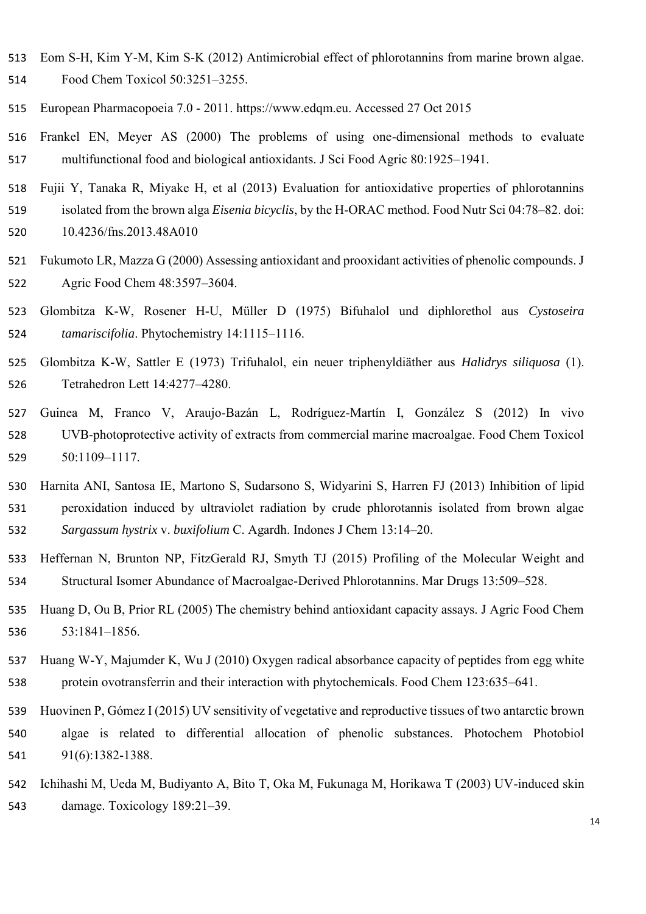Eom S-H, Kim Y-M, Kim S-K (2012) Antimicrobial effect of phlorotannins from marine brown algae. Food Chem Toxicol 50:3251–3255.

European Pharmacopoeia 7.0 - 2011. https://www.edqm.eu. Accessed 27 Oct 2015

Frankel EN, Meyer AS (2000) The problems of using one-dimensional methods to evaluate multifunctional food and biological antioxidants. J Sci Food Agric 80:1925–1941.

Fujii Y, Tanaka R, Miyake H, et al (2013) Evaluation for antioxidative properties of phlorotannins isolated from the brown alga *Eisenia bicyclis*, by the H-ORAC method. Food Nutr Sci 04:78–82. doi: 10.4236/fns.2013.48A010

Fukumoto LR, Mazza G (2000) Assessing antioxidant and prooxidant activities of phenolic compounds. J Agric Food Chem 48:3597–3604.

Glombitza K-W, Rosener H-U, Müller D (1975) Bifuhalol und diphlorethol aus *Cystoseira tamariscifolia*. Phytochemistry 14:1115–1116.

Glombitza K-W, Sattler E (1973) Trifuhalol, ein neuer triphenyldiäther aus *Halidrys siliquosa* (1). Tetrahedron Lett 14:4277–4280.

Guinea M, Franco V, Araujo-Bazán L, Rodríguez-Martín I, González S (2012) In vivo UVB-photoprotective activity of extracts from commercial marine macroalgae. Food Chem Toxicol 50:1109–1117.

Harnita ANI, Santosa IE, Martono S, Sudarsono S, Widyarini S, Harren FJ (2013) Inhibition of lipid peroxidation induced by ultraviolet radiation by crude phlorotannis isolated from brown algae *Sargassum hystrix* v. *buxifolium* C. Agardh. Indones J Chem 13:14–20.

Heffernan N, Brunton NP, FitzGerald RJ, Smyth TJ (2015) Profiling of the Molecular Weight and Structural Isomer Abundance of Macroalgae-Derived Phlorotannins. Mar Drugs 13:509–528.

Huang D, Ou B, Prior RL (2005) The chemistry behind antioxidant capacity assays. J Agric Food Chem 53:1841–1856.

Huang W-Y, Majumder K, Wu J (2010) Oxygen radical absorbance capacity of peptides from egg white protein ovotransferrin and their interaction with phytochemicals. Food Chem 123:635–641.

Huovinen P, Gómez I (2015) UV sensitivity of vegetative and reproductive tissues of two antarctic brown algae is related to differential allocation of phenolic substances. Photochem Photobiol 91(6):1382-1388.

Ichihashi M, Ueda M, Budiyanto A, Bito T, Oka M, Fukunaga M, Horikawa T (2003) UV-induced skin damage. Toxicology 189:21–39.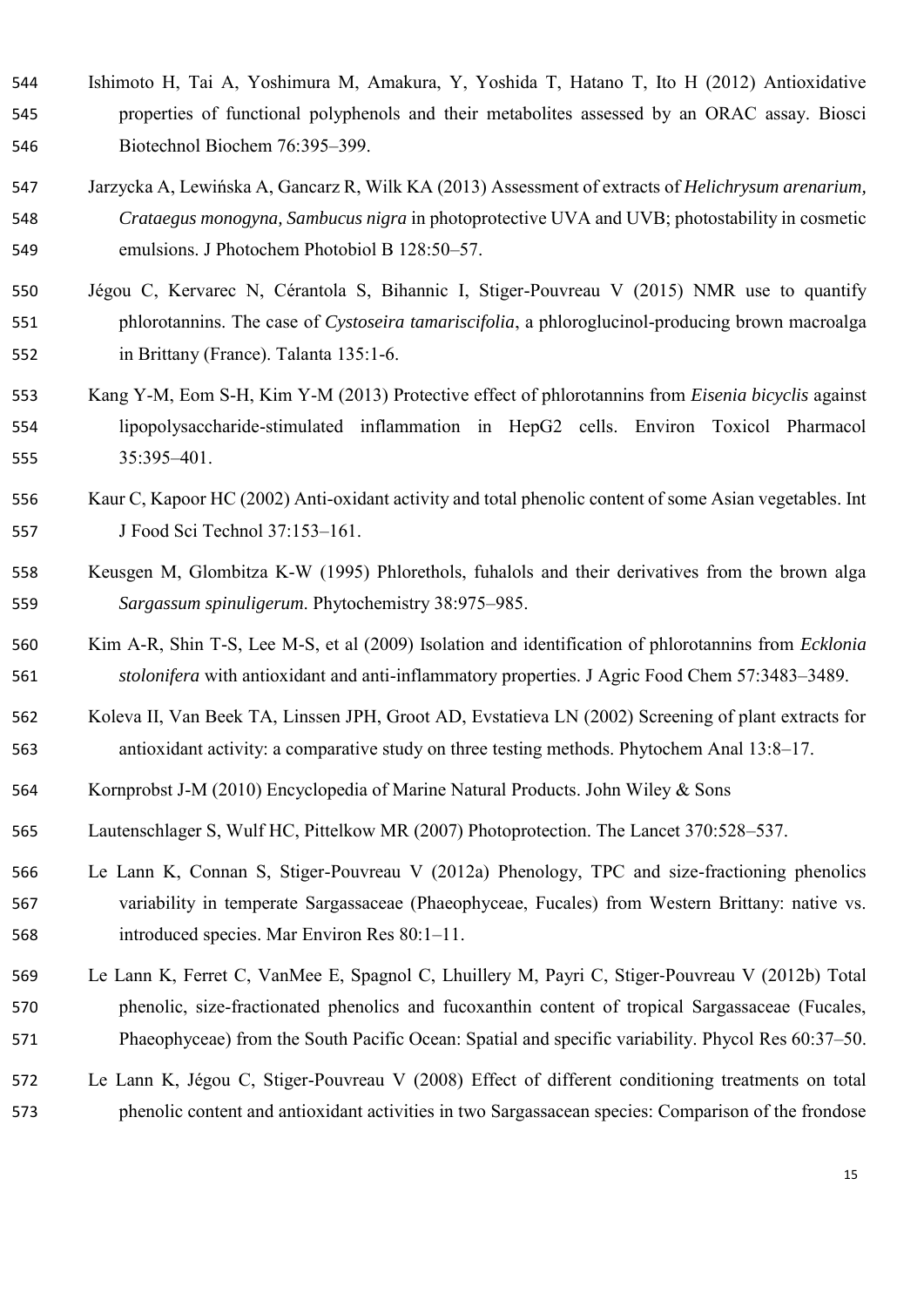Ishimoto H, Tai A, Yoshimura M, Amakura, Y, Yoshida T, Hatano T, Ito H (2012) Antioxidative properties of functional polyphenols and their metabolites assessed by an ORAC assay. Biosci Biotechnol Biochem 76:395–399.

Jarzycka A, Lewińska A, Gancarz R, Wilk KA (2013) Assessment of extracts of *Helichrysum arenarium, Crataegus monogyna, Sambucus nigra* in photoprotective UVA and UVB; photostability in cosmetic emulsions. J Photochem Photobiol B 128:50–57.

Jégou C, Kervarec N, Cérantola S, Bihannic I, Stiger-Pouvreau V (2015) NMR use to quantify phlorotannins. The case of *Cystoseira tamariscifolia*, a phloroglucinol-producing brown macroalga in Brittany (France). Talanta 135:1-6.

Kang Y-M, Eom S-H, Kim Y-M (2013) Protective effect of phlorotannins from *Eisenia bicyclis* against lipopolysaccharide-stimulated inflammation in HepG2 cells. Environ Toxicol Pharmacol 35:395–401.

Kaur C, Kapoor HC (2002) Anti-oxidant activity and total phenolic content of some Asian vegetables. Int J Food Sci Technol 37:153–161.

Keusgen M, Glombitza K-W (1995) Phlorethols, fuhalols and their derivatives from the brown alga *Sargassum spinuligerum*. Phytochemistry 38:975–985.

Kim A-R, Shin T-S, Lee M-S, et al (2009) Isolation and identification of phlorotannins from *Ecklonia stolonifera* with antioxidant and anti-inflammatory properties. J Agric Food Chem 57:3483–3489.

Koleva II, Van Beek TA, Linssen JPH, Groot AD, Evstatieva LN (2002) Screening of plant extracts for antioxidant activity: a comparative study on three testing methods. Phytochem Anal 13:8–17.

Kornprobst J-M (2010) Encyclopedia of Marine Natural Products. John Wiley & Sons

Lautenschlager S, Wulf HC, Pittelkow MR (2007) Photoprotection. The Lancet 370:528–537.

Le Lann K, Connan S, Stiger-Pouvreau V (2012a) Phenology, TPC and size-fractioning phenolics variability in temperate Sargassaceae (Phaeophyceae, Fucales) from Western Brittany: native vs. introduced species. Mar Environ Res 80:1–11.

Le Lann K, Ferret C, VanMee E, Spagnol C, Lhuillery M, Payri C, Stiger-Pouvreau V (2012b) Total phenolic, size-fractionated phenolics and fucoxanthin content of tropical Sargassaceae (Fucales, Phaeophyceae) from the South Pacific Ocean: Spatial and specific variability. Phycol Res 60:37–50.

Le Lann K, Jégou C, Stiger-Pouvreau V (2008) Effect of different conditioning treatments on total phenolic content and antioxidant activities in two Sargassacean species: Comparison of the frondose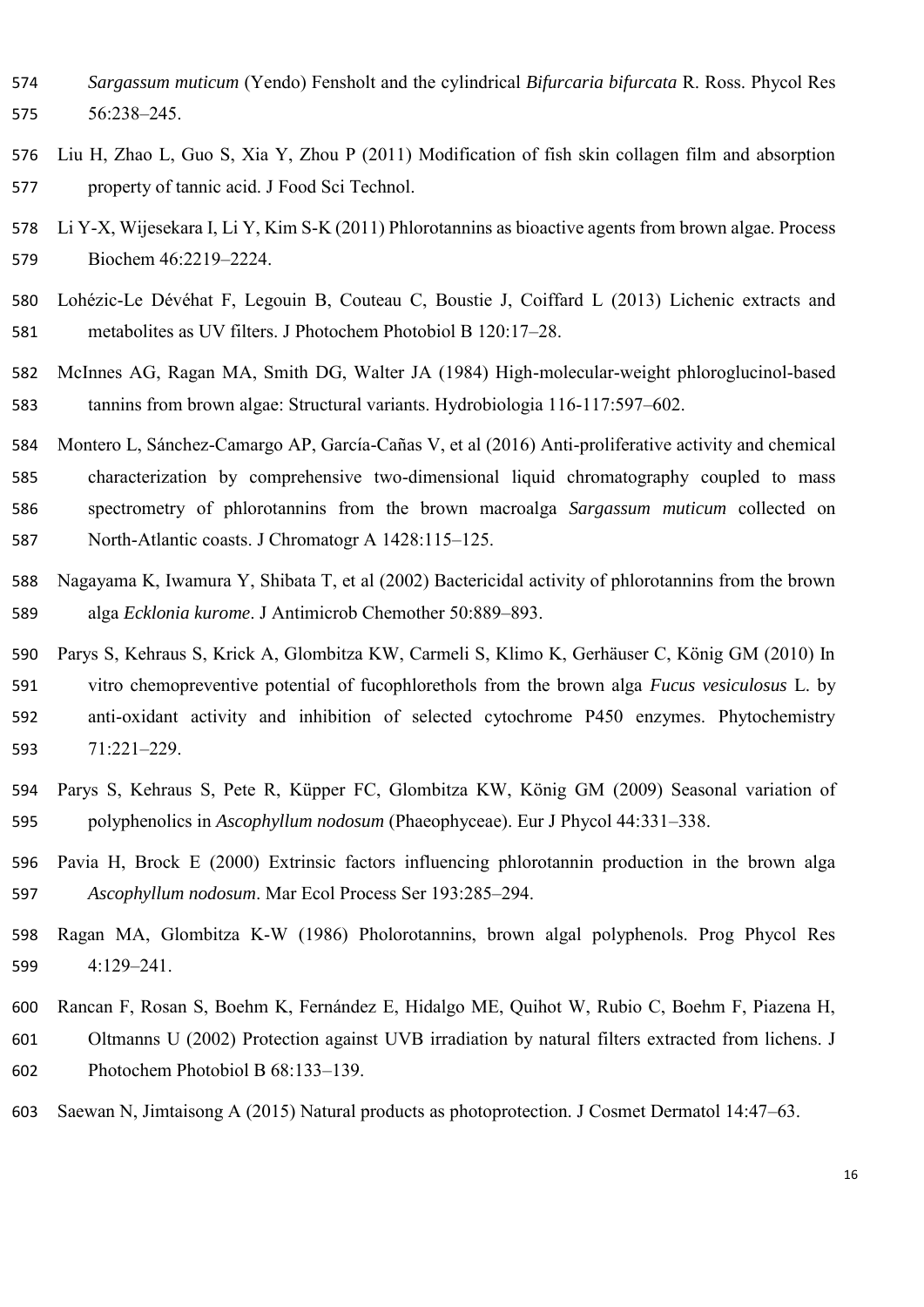*Sargassum muticum* (Yendo) Fensholt and the cylindrical *Bifurcaria bifurcata* R. Ross. Phycol Res 56:238–245.

Liu H, Zhao L, Guo S, Xia Y, Zhou P (2011) Modification of fish skin collagen film and absorption property of tannic acid. J Food Sci Technol.

Li Y-X, Wijesekara I, Li Y, Kim S-K (2011) Phlorotannins as bioactive agents from brown algae. Process Biochem 46:2219–2224.

Lohézic-Le Dévéhat F, Legouin B, Couteau C, Boustie J, Coiffard L (2013) Lichenic extracts and metabolites as UV filters. J Photochem Photobiol B 120:17–28.

McInnes AG, Ragan MA, Smith DG, Walter JA (1984) High-molecular-weight phloroglucinol-based tannins from brown algae: Structural variants. Hydrobiologia 116-117:597–602.

Montero L, Sánchez-Camargo AP, García-Cañas V, et al (2016) Anti-proliferative activity and chemical characterization by comprehensive two-dimensional liquid chromatography coupled to mass spectrometry of phlorotannins from the brown macroalga *Sargassum muticum* collected on North-Atlantic coasts. J Chromatogr A 1428:115–125.

Nagayama K, Iwamura Y, Shibata T, et al (2002) Bactericidal activity of phlorotannins from the brown alga *Ecklonia kurome*. J Antimicrob Chemother 50:889–893.

Parys S, Kehraus S, Krick A, Glombitza KW, Carmeli S, Klimo K, Gerhäuser C, König GM (2010) In vitro chemopreventive potential of fucophlorethols from the brown alga *Fucus vesiculosus* L. by anti-oxidant activity and inhibition of selected cytochrome P450 enzymes. Phytochemistry 71:221–229.

Parys S, Kehraus S, Pete R, Küpper FC, Glombitza KW, König GM (2009) Seasonal variation of polyphenolics in *Ascophyllum nodosum* (Phaeophyceae). Eur J Phycol 44:331–338.

Pavia H, Brock E (2000) Extrinsic factors influencing phlorotannin production in the brown alga *Ascophyllum nodosum*. Mar Ecol Process Ser 193:285–294.

Ragan MA, Glombitza K-W (1986) Pholorotannins, brown algal polyphenols. Prog Phycol Res 4:129–241.

Rancan F, Rosan S, Boehm K, Fernández E, Hidalgo ME, Quihot W, Rubio C, Boehm F, Piazena H, Oltmanns U (2002) Protection against UVB irradiation by natural filters extracted from lichens. J Photochem Photobiol B 68:133–139.

Saewan N, Jimtaisong A (2015) Natural products as photoprotection. J Cosmet Dermatol 14:47–63.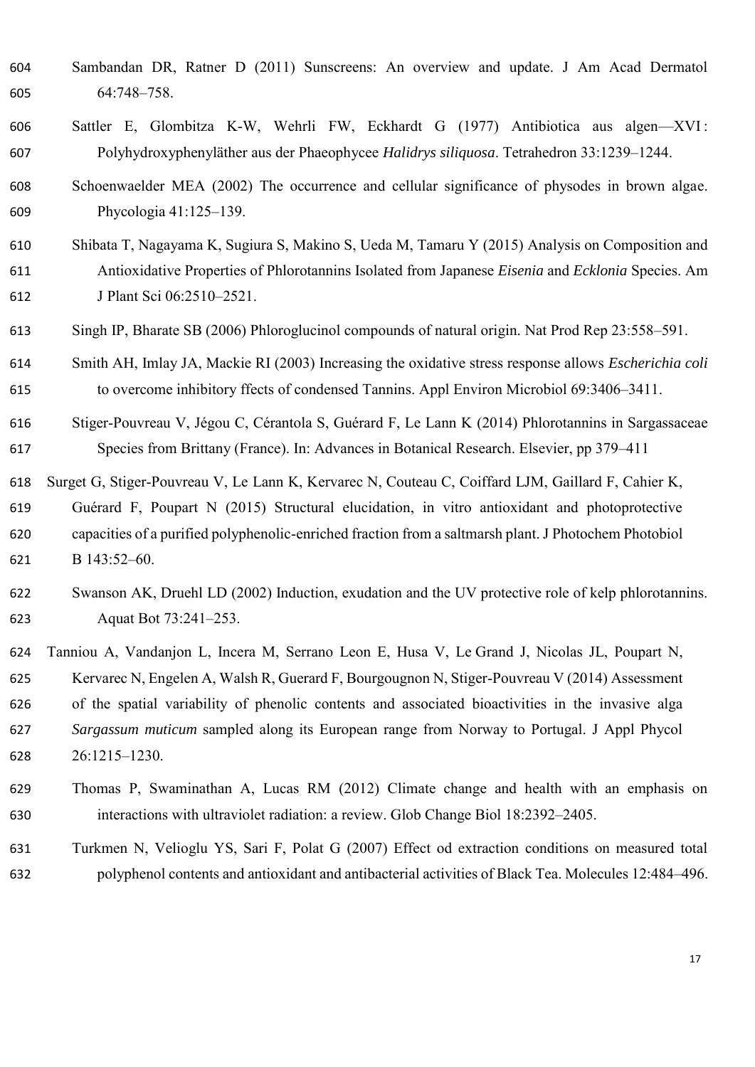Sambandan DR, Ratner D (2011) Sunscreens: An overview and update. J Am Acad Dermatol 64:748–758.

Sattler E, Glombitza K-W, Wehrli FW, Eckhardt G (1977) Antibiotica aus algen—XVI : Polyhydroxyphenyläther aus der Phaeophycee *Halidrys siliquosa*. Tetrahedron 33:1239–1244.

Schoenwaelder MEA (2002) The occurrence and cellular significance of physodes in brown algae. Phycologia 41:125–139.

Shibata T, Nagayama K, Sugiura S, Makino S, Ueda M, Tamaru Y (2015) Analysis on Composition and Antioxidative Properties of Phlorotannins Isolated from Japanese *Eisenia* and *Ecklonia* Species. Am J Plant Sci 06:2510–2521.

Singh IP, Bharate SB (2006) Phloroglucinol compounds of natural origin. Nat Prod Rep 23:558–591.

Smith AH, Imlay JA, Mackie RI (2003) Increasing the oxidative stress response allows *Escherichia coli* to overcome inhibitory ffects of condensed Tannins. Appl Environ Microbiol 69:3406–3411.

Stiger-Pouvreau V, Jégou C, Cérantola S, Guérard F, Le Lann K (2014) Phlorotannins in Sargassaceae Species from Brittany (France). In: Advances in Botanical Research. Elsevier, pp 379–411

Surget G, Stiger-Pouvreau V, Le Lann K, Kervarec N, Couteau C, Coiffard LJM, Gaillard F, Cahier K, Guérard F, Poupart N (2015) Structural elucidation, in vitro antioxidant and photoprotective capacities of a purified polyphenolic-enriched fraction from a saltmarsh plant. J Photochem Photobiol B 143:52–60.

Swanson AK, Druehl LD (2002) Induction, exudation and the UV protective role of kelp phlorotannins. Aquat Bot 73:241–253.

Tanniou A, Vandanjon L, Incera M, Serrano Leon E, Husa V, Le Grand J, Nicolas JL, Poupart N, Kervarec N, Engelen A, Walsh R, Guerard F, Bourgougnon N, Stiger-Pouvreau V (2014) Assessment of the spatial variability of phenolic contents and associated bioactivities in the invasive alga *Sargassum muticum* sampled along its European range from Norway to Portugal. J Appl Phycol 26:1215–1230.

Thomas P, Swaminathan A, Lucas RM (2012) Climate change and health with an emphasis on interactions with ultraviolet radiation: a review. Glob Change Biol 18:2392–2405.

Turkmen N, Velioglu YS, Sari F, Polat G (2007) Effect od extraction conditions on measured total polyphenol contents and antioxidant and antibacterial activities of Black Tea. Molecules 12:484–496.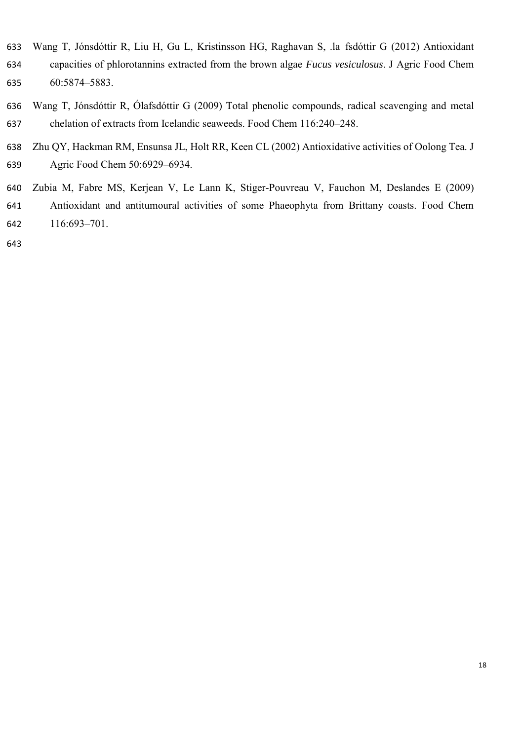Wang T, Jónsdóttir R, Liu H, Gu L, Kristinsson HG, Raghavan S, .la fsdóttir G (2012) Antioxidant capacities of phlorotannins extracted from the brown algae *Fucus vesiculosus*. J Agric Food Chem 60:5874–5883.

Wang T, Jónsdóttir R, Ólafsdóttir G (2009) Total phenolic compounds, radical scavenging and metal chelation of extracts from Icelandic seaweeds. Food Chem 116:240–248.

Zhu QY, Hackman RM, Ensunsa JL, Holt RR, Keen CL (2002) Antioxidative activities of Oolong Tea. J Agric Food Chem 50:6929–6934.

Zubia M, Fabre MS, Kerjean V, Le Lann K, Stiger-Pouvreau V, Fauchon M, Deslandes E (2009) Antioxidant and antitumoural activities of some Phaeophyta from Brittany coasts. Food Chem 116:693–701.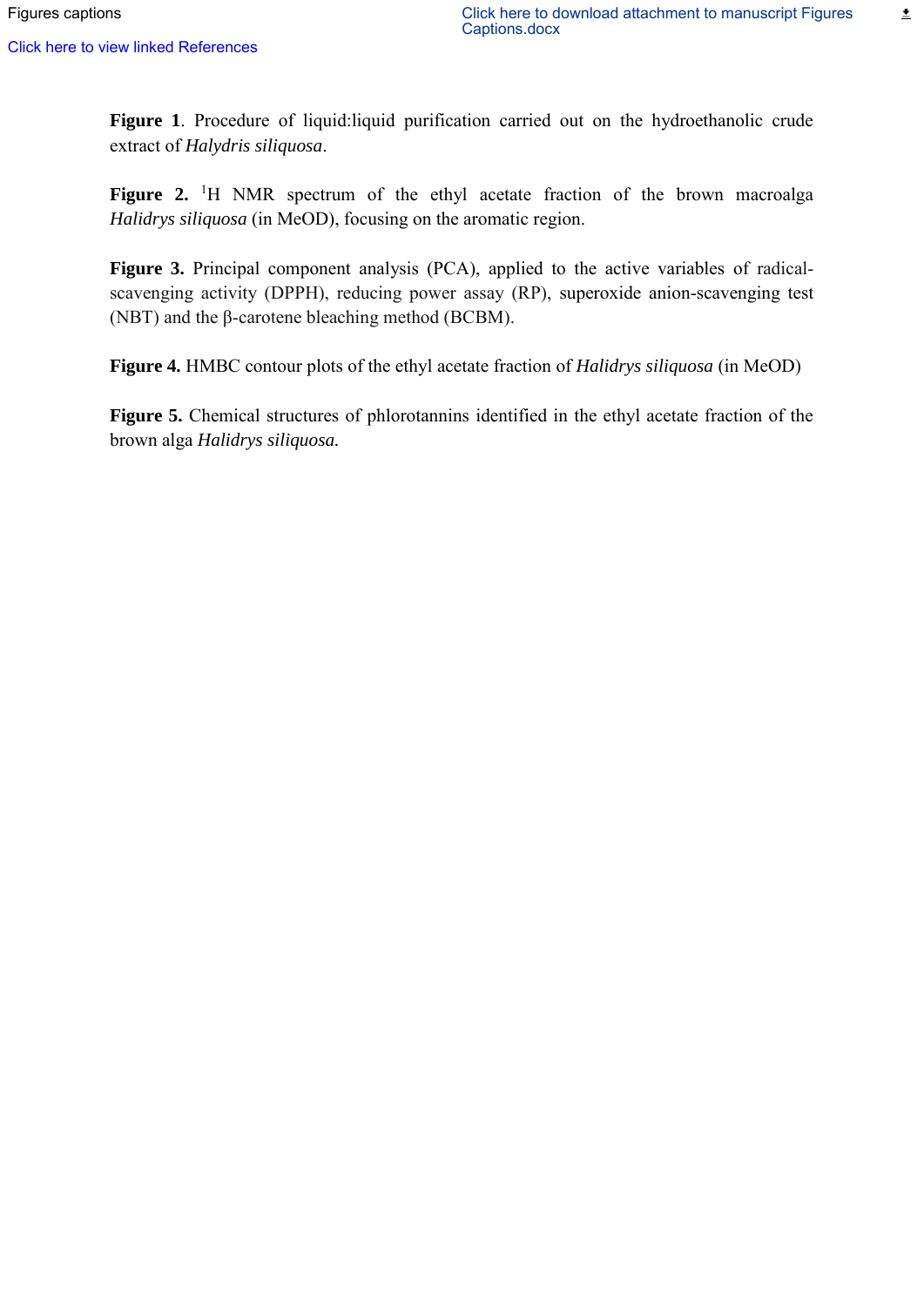Figures captions

**Figure 1**. Procedure of liquid:liquid purification carried out on the hydroethanolic crude extract of *Halydris siliquosa*.

**Figure 2.** $^{1}$H NMR spectrum of the ethyl acetate fraction of the brown macroalga *Halidrys siliquosa* (in MeOD), focusing on the aromatic region.

**Figure 3.** Principal component analysis (PCA), applied to the active variables of radical-scavenging activity (DPPH), reducing power assay (RP), superoxide anion-scavenging test (NBT) and the β-carotene bleaching method (BCBM).

**Figure 4.** HMBC contour plots of the ethyl acetate fraction of *Halidrys siliquosa* (in MeOD)

**Figure 5.** Chemical structures of phlorotannins identified in the ethyl acetate fraction of the brown alga *Halidrys siliquosa.*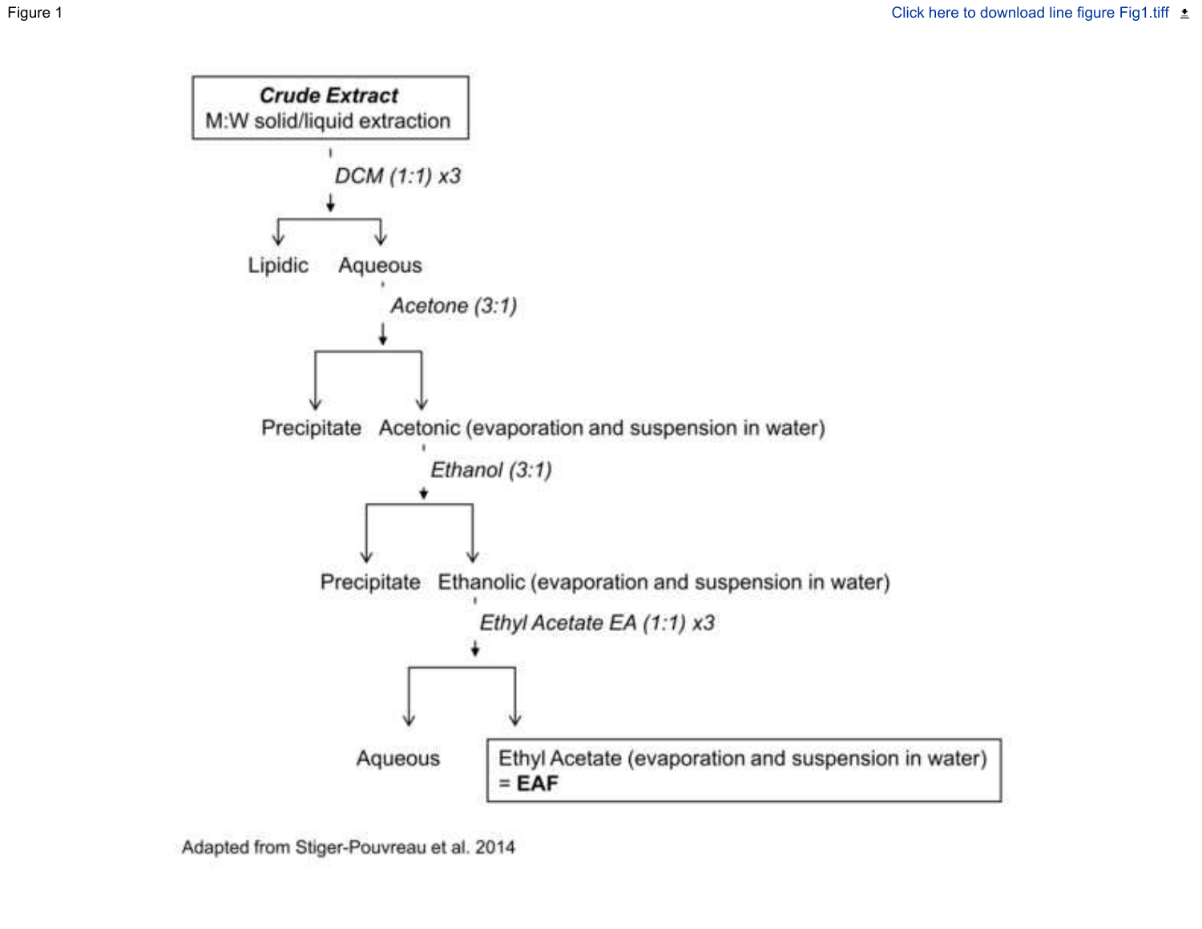Figure 1

**_Crude Extract_**
M:W solid/liquid extraction

*DCM (1:1) x3*

Lipidic — Aqueous

*Acetone (3:1)*

Precipitate — Acetonic (evaporation and suspension in water)

*Ethanol (3:1)*

Precipitate — Ethanolic (evaporation and suspension in water)

*Ethyl Acetate EA (1:1) x3*

Aqueous — Ethyl Acetate (evaporation and suspension in water) = **EAF**

Adapted from Stiger-Pouvreau et al. 2014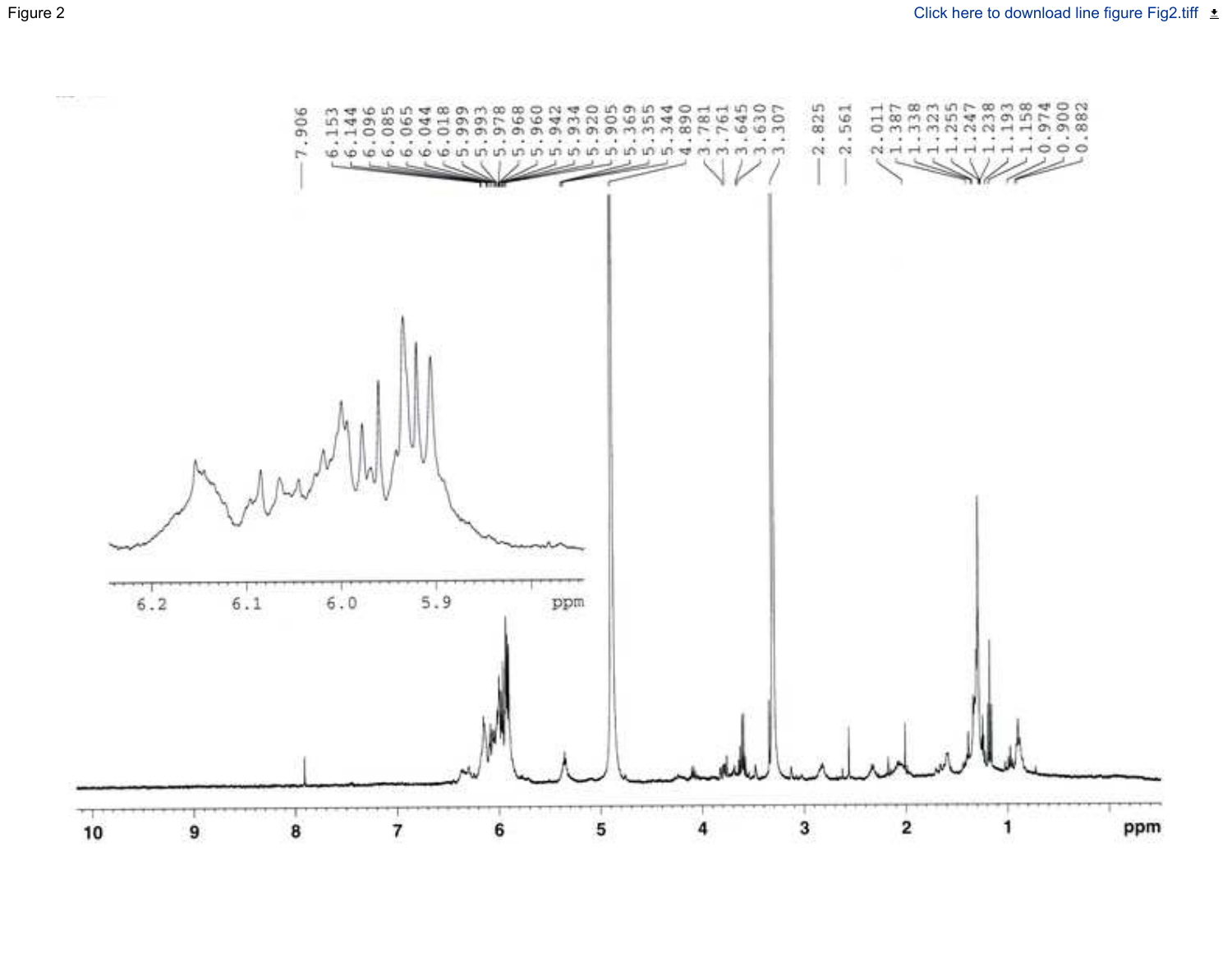Figure 2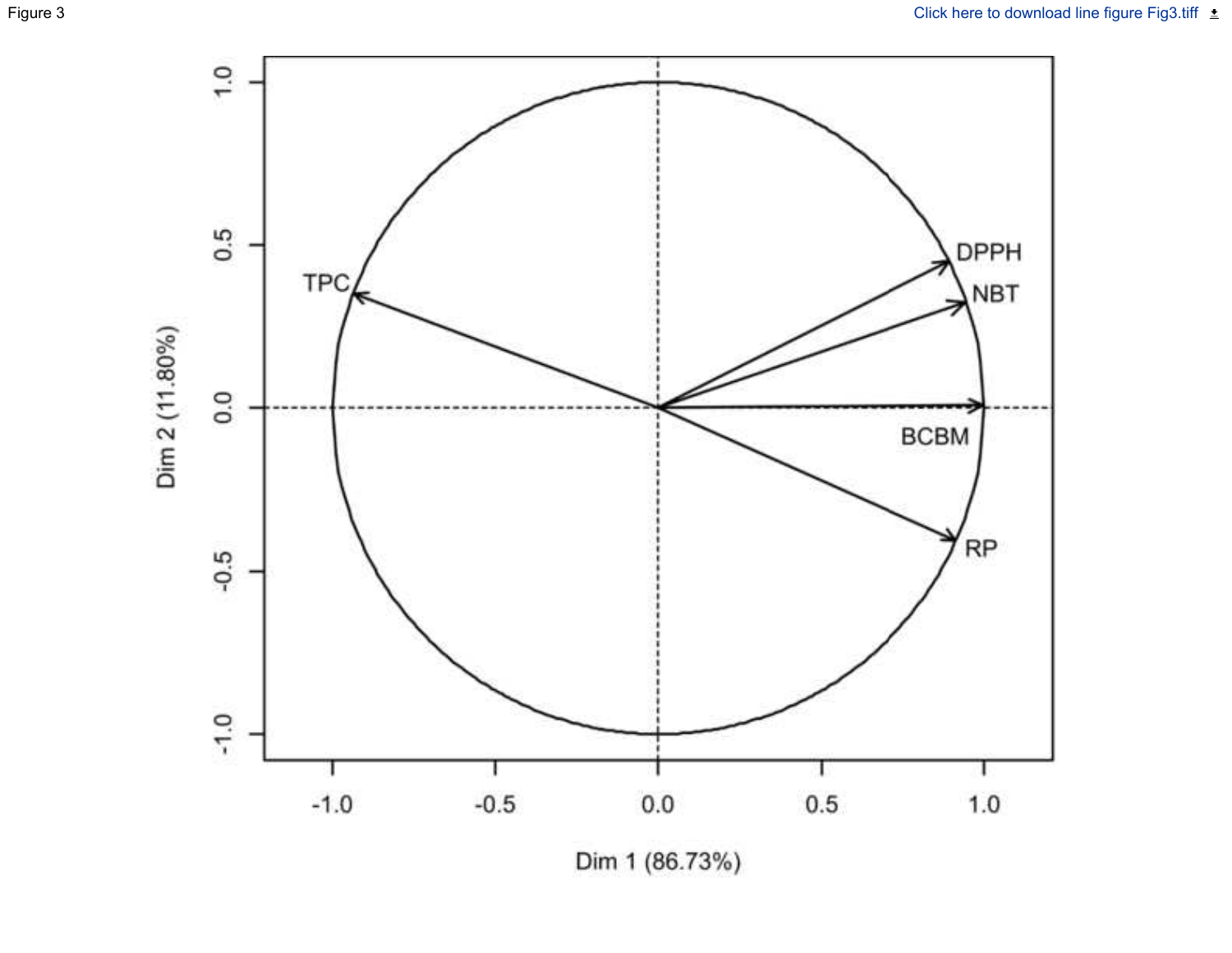Figure 3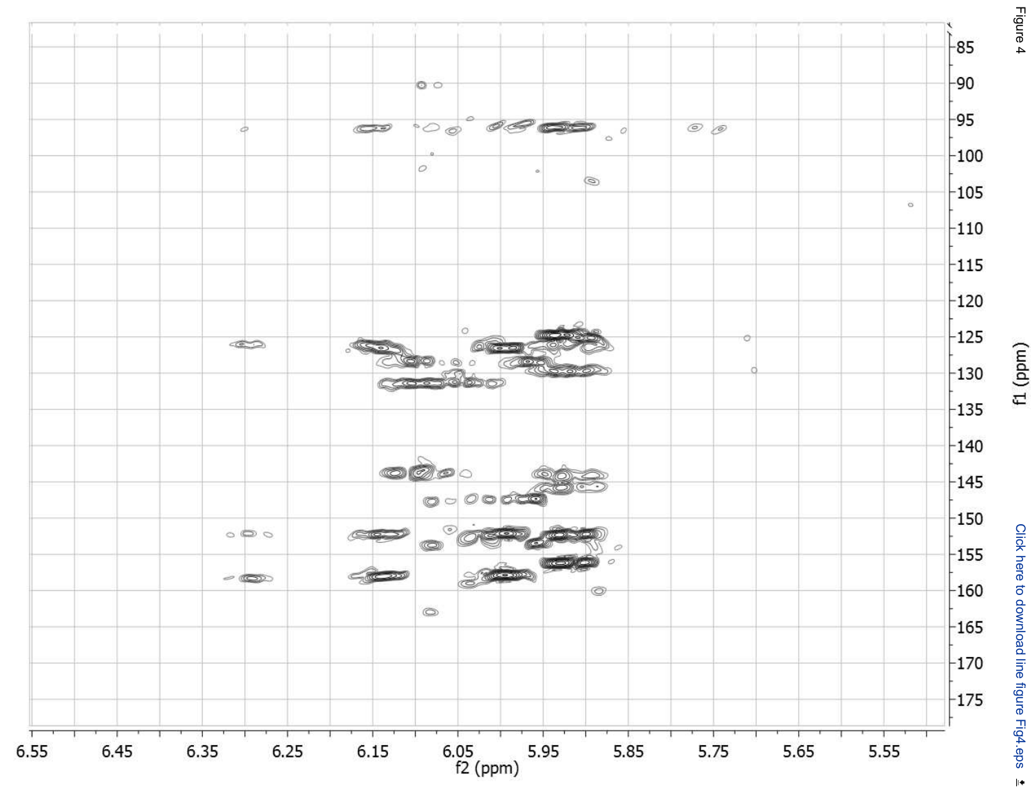Figure 4

Click here to download line figure Fig4.eps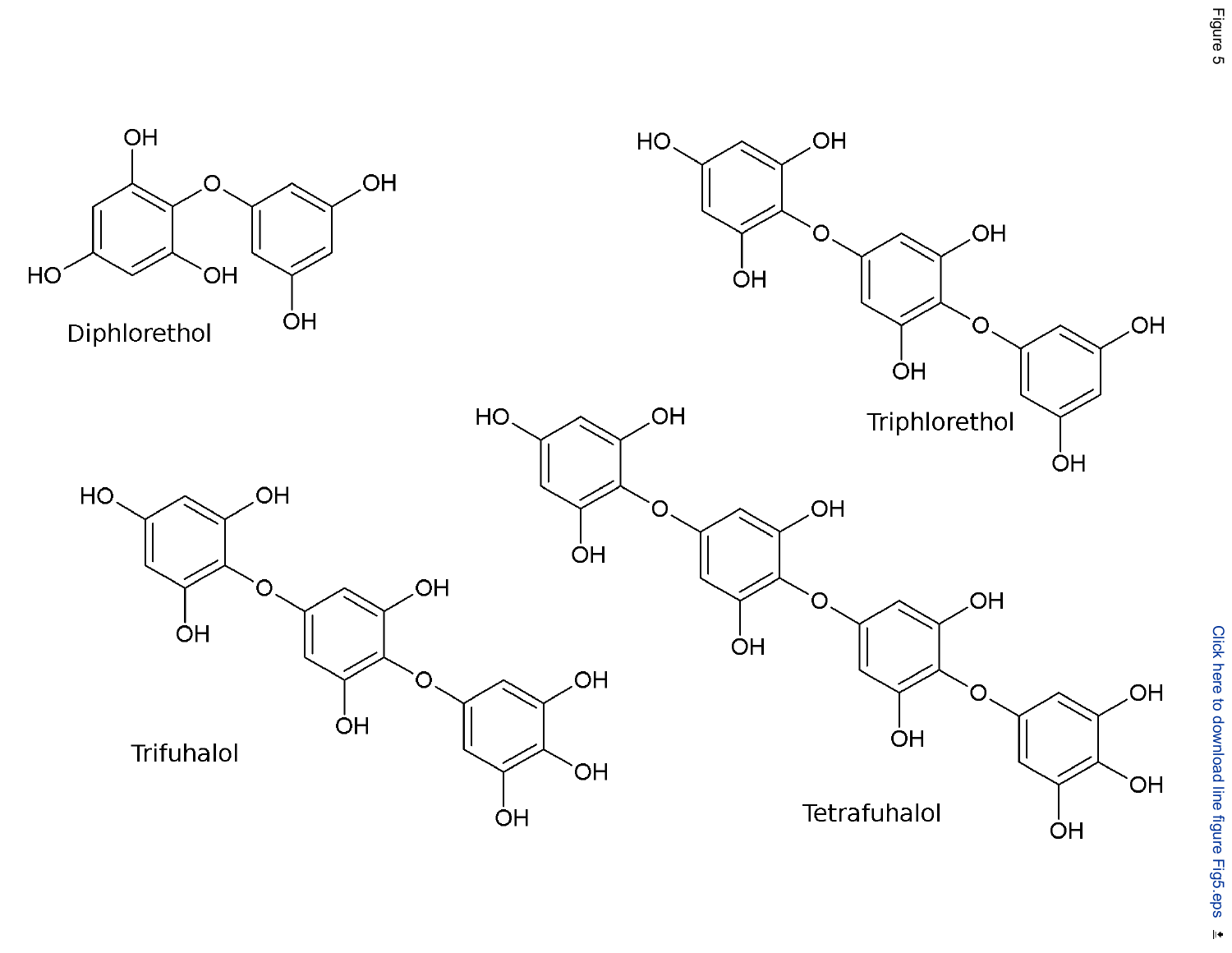Figure 5

Diphlorethol

Triphlorethol

Trifuhalol

Tetrafuhalol

Click here to download line figure Fig5.eps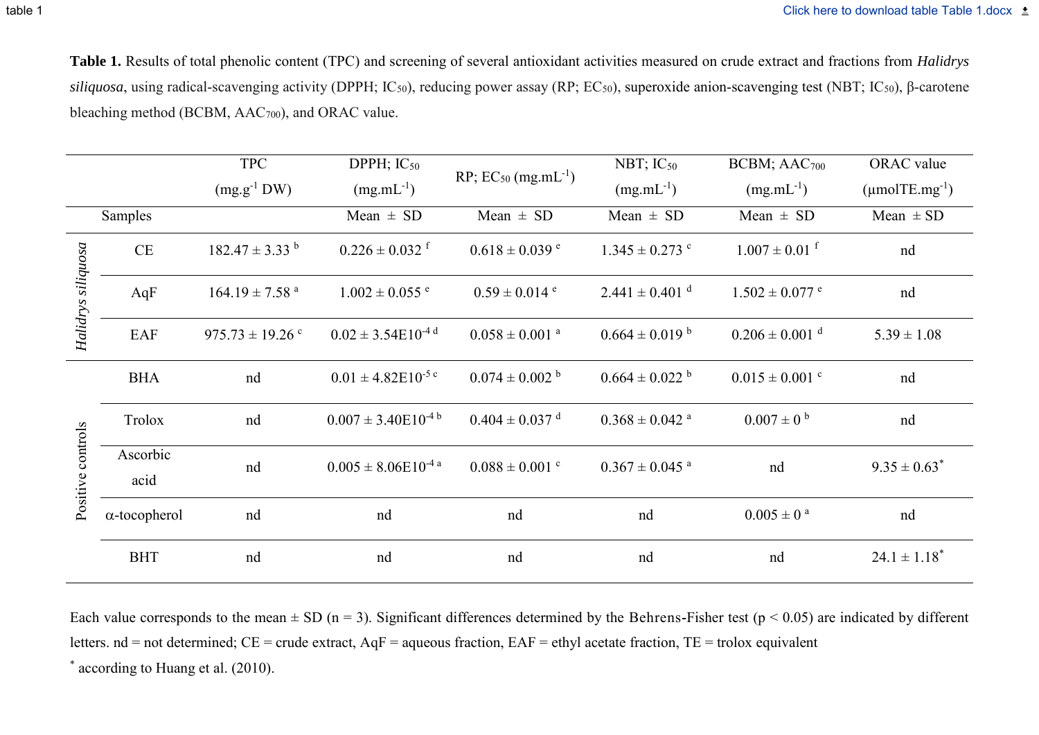**Table 1.** Results of total phenolic content (TPC) and screening of several antioxidant activities measured on crude extract and fractions from *Halidrys siliquosa*, using radical-scavenging activity (DPPH; $IC_{50}$), reducing power assay (RP; $EC_{50}$), superoxide anion-scavenging test (NBT; $IC_{50}$), β-carotene bleaching method (BCBM, $AAC_{700}$), and ORAC value.

| | Samples | TPC ($mg.g^{-1}$ DW) | DPPH; $IC_{50}$ ($mg.mL^{-1}$) | RP; $EC_{50}$ ($mg.mL^{-1}$) | NBT; $IC_{50}$ ($mg.mL^{-1}$) | BCBM; $AAC_{700}$ ($mg.mL^{-1}$) | ORAC value ($\mu molTE.mg^{-1}$) |
|---|---|---|---|---|---|---|---|
| | | | Mean ± SD | Mean ± SD | Mean ± SD | Mean ± SD | Mean ± SD |
| *Halidrys siliquosa* | CE | 182.47 ± 3.33 [b] | 0.226 ± 0.032 [f] | 0.618 ± 0.039 [e] | 1.345 ± 0.273 [c] | 1.007 ± 0.01 [f] | nd |
| | AqF | 164.19 ± 7.58 [a] | 1.002 ± 0.055 [e] | 0.59 ± 0.014 [e] | 2.441 ± 0.401 [d] | 1.502 ± 0.077 [e] | nd |
| | EAF | 975.73 ± 19.26 [c] | 0.02 ± 3.54E10$^{-4}$ [d] | 0.058 ± 0.001 [a] | 0.664 ± 0.019 [b] | 0.206 ± 0.001 [d] | 5.39 ± 1.08 |
| Positive controls | BHA | nd | 0.01 ± 4.82E10$^{-5}$ [c] | 0.074 ± 0.002 [b] | 0.664 ± 0.022 [b] | 0.015 ± 0.001 [c] | nd |
| | Trolox | nd | 0.007 ± 3.40E10$^{-4}$ [b] | 0.404 ± 0.037 [d] | 0.368 ± 0.042 [a] | 0.007 ± 0 [b] | nd |
| | Ascorbic acid | nd | 0.005 ± 8.06E10$^{-4}$ [a] | 0.088 ± 0.001 [c] | 0.367 ± 0.045 [a] | nd | 9.35 ± 0.63* |
| | α-tocopherol | nd | nd | nd | nd | 0.005 ± 0 [a] | nd |
| | BHT | nd | nd | nd | nd | nd | 24.1 ± 1.18* |

Each value corresponds to the mean ± SD (n = 3). Significant differences determined by the Behrens-Fisher test ($p < 0.05$) are indicated by different letters. nd = not determined; CE = crude extract, AqF = aqueous fraction, EAF = ethyl acetate fraction, TE = trolox equivalent

* according to Huang et al. (2010).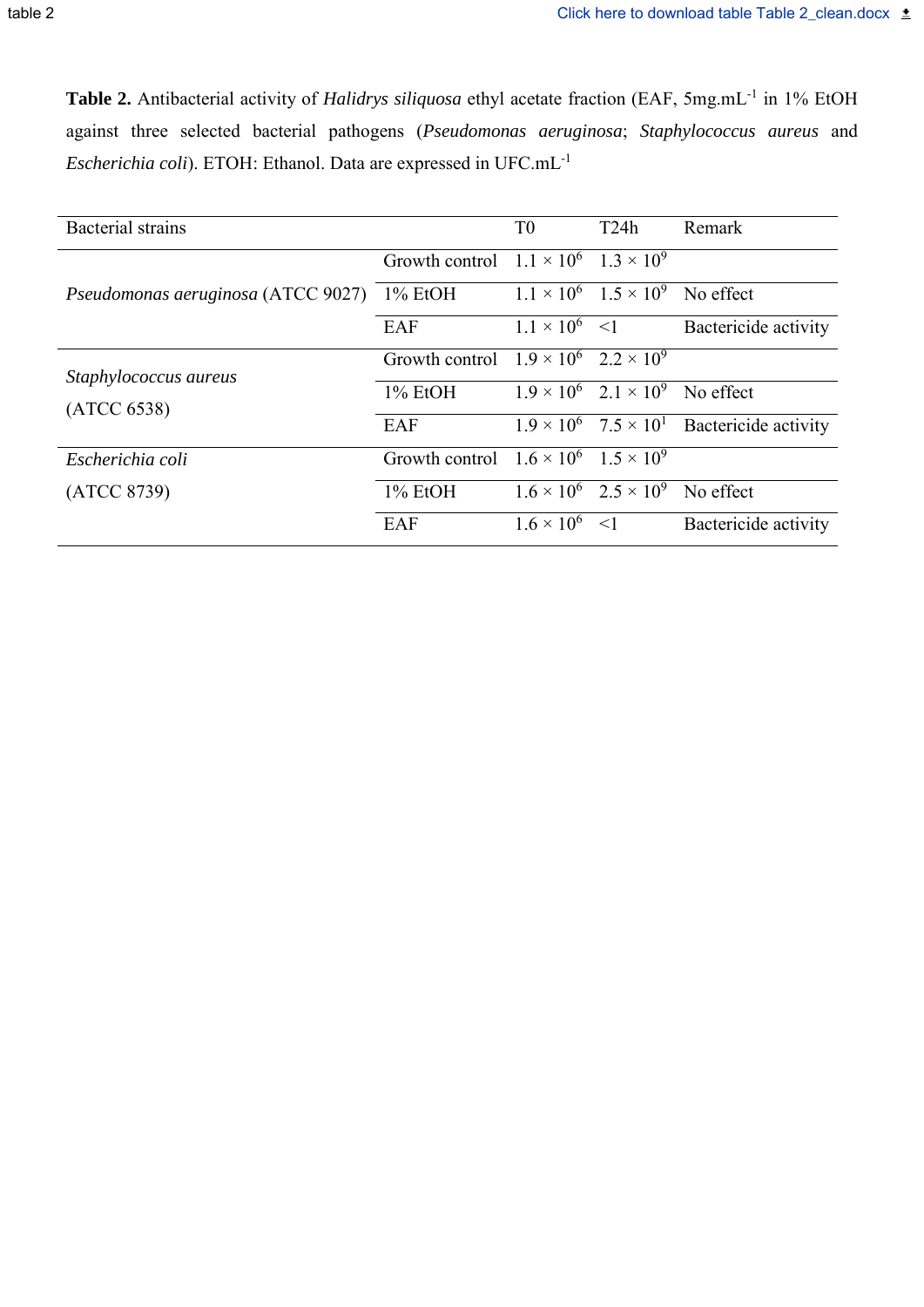**Table 2.** Antibacterial activity of *Halidrys siliquosa* ethyl acetate fraction (EAF, $5 mg.mL^{-1}$ in 1% EtOH against three selected bacterial pathogens (*Pseudomonas aeruginosa*; *Staphylococcus aureus* and *Escherichia coli*). ETOH: Ethanol. Data are expressed in $UFC.mL^{-1}$

| Bacterial strains | | T0 | T24h | Remark |
|---|---|---|---|---|
| *Pseudomonas aeruginosa* (ATCC 9027) | Growth control | $1.1 \times 10^6$ | $1.3 \times 10^9$ | |
| | 1% EtOH | $1.1 \times 10^6$ | $1.5 \times 10^9$ | No effect |
| | EAF | $1.1 \times 10^6$ | <1 | Bactericide activity |
| *Staphylococcus aureus* (ATCC 6538) | Growth control | $1.9 \times 10^6$ | $2.2 \times 10^9$ | |
| | 1% EtOH | $1.9 \times 10^6$ | $2.1 \times 10^9$ | No effect |
| | EAF | $1.9 \times 10^6$ | $7.5 \times 10^1$ | Bactericide activity |
| *Escherichia coli* (ATCC 8739) | Growth control | $1.6 \times 10^6$ | $1.5 \times 10^9$ | |
| | 1% EtOH | $1.6 \times 10^6$ | $2.5 \times 10^9$ | No effect |
| | EAF | $1.6 \times 10^6$ | <1 | Bactericide activity |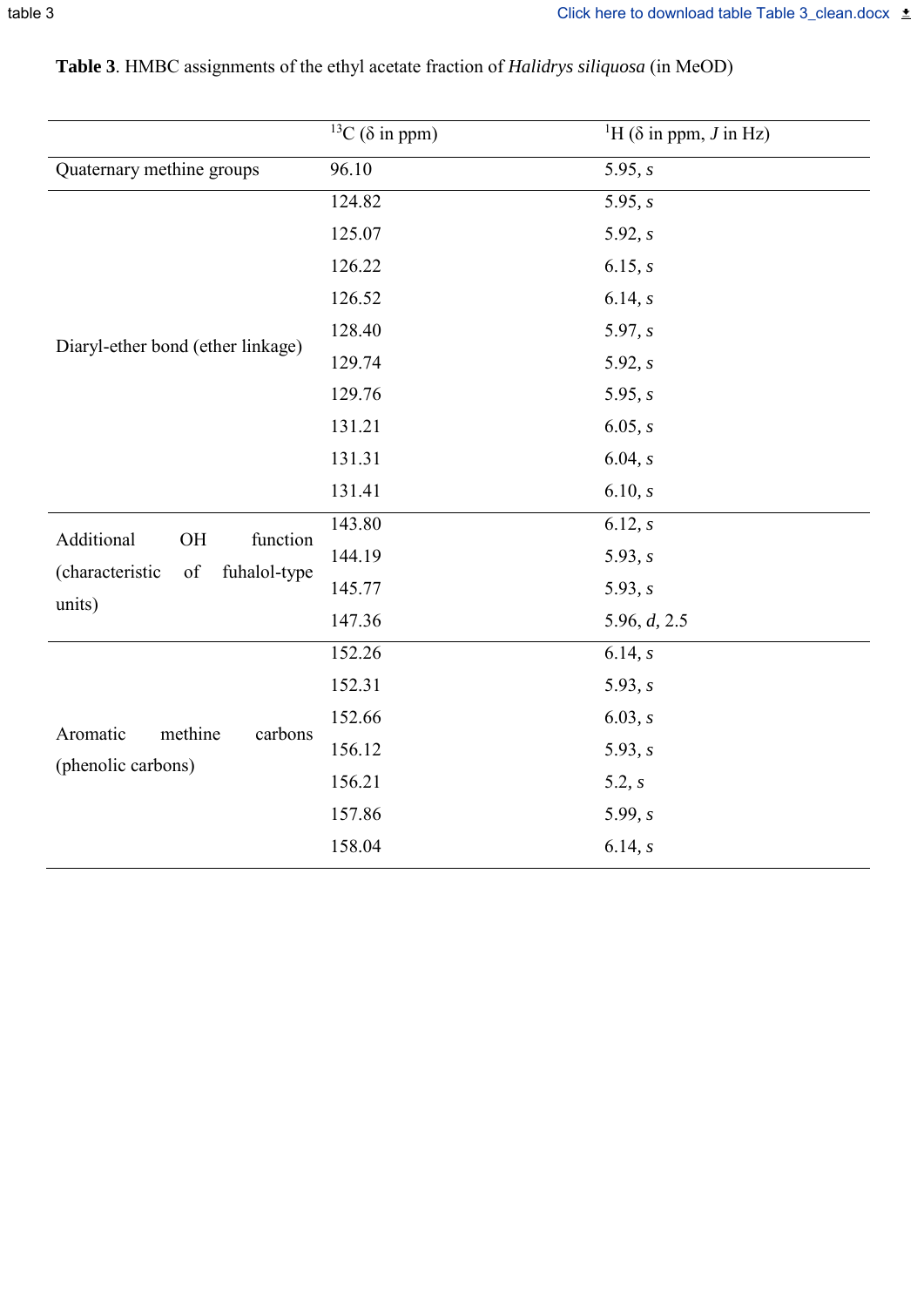**Table 3**. HMBC assignments of the ethyl acetate fraction of *Halidrys siliquosa* (in MeOD)

| | $^{13}C$ (δ in ppm) | $^{1}H$ (δ in ppm, *J* in Hz) |
|---|---|---|
| Quaternary methine groups | 96.10 | 5.95, *s* |
| Diaryl-ether bond (ether linkage) | 124.82 | 5.95, *s* |
| | 125.07 | 5.92, *s* |
| | 126.22 | 6.15, *s* |
| | 126.52 | 6.14, *s* |
| | 128.40 | 5.97, *s* |
| | 129.74 | 5.92, *s* |
| | 129.76 | 5.95, *s* |
| | 131.21 | 6.05, *s* |
| | 131.31 | 6.04, *s* |
| | 131.41 | 6.10, *s* |
| Additional OH function (characteristic of fuhalol-type units) | 143.80 | 6.12, *s* |
| | 144.19 | 5.93, *s* |
| | 145.77 | 5.93, *s* |
| | 147.36 | 5.96, *d*, 2.5 |
| Aromatic methine carbons (phenolic carbons) | 152.26 | 6.14, *s* |
| | 152.31 | 5.93, *s* |
| | 152.66 | 6.03, *s* |
| | 156.12 | 5.93, *s* |
| | 156.21 | 5.2, *s* |
| | 157.86 | 5.99, *s* |
| | 158.04 | 6.14, *s* |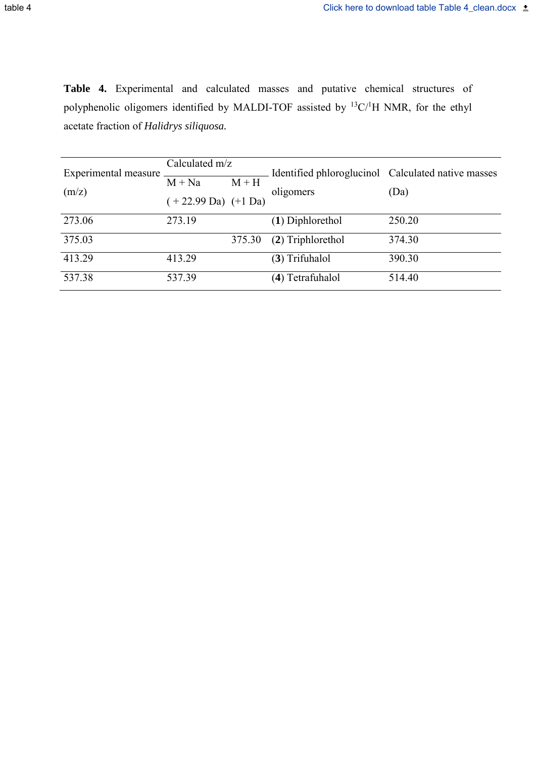**Table 4.** Experimental and calculated masses and putative chemical structures of polyphenolic oligomers identified by MALDI-TOF assisted by $^{13}C/^{1}H$ NMR, for the ethyl acetate fraction of *Halidrys siliquosa.*

| Experimental measure (m/z) | Calculated m/z | | Identified phloroglucinol oligomers | Calculated native masses (Da) |
|---|---|---|---|---|
| | M + Na ( + 22.99 Da) | M + H (+1 Da) | | |
| 273.06 | 273.19 | | (**1**) Diphlorethol | 250.20 |
| 375.03 | | 375.30 | (**2**) Triphlorethol | 374.30 |
| 413.29 | 413.29 | | (**3**) Trifuhalol | 390.30 |
| 537.38 | 537.39 | | (**4**) Tetrafuhalol | 514.40 |